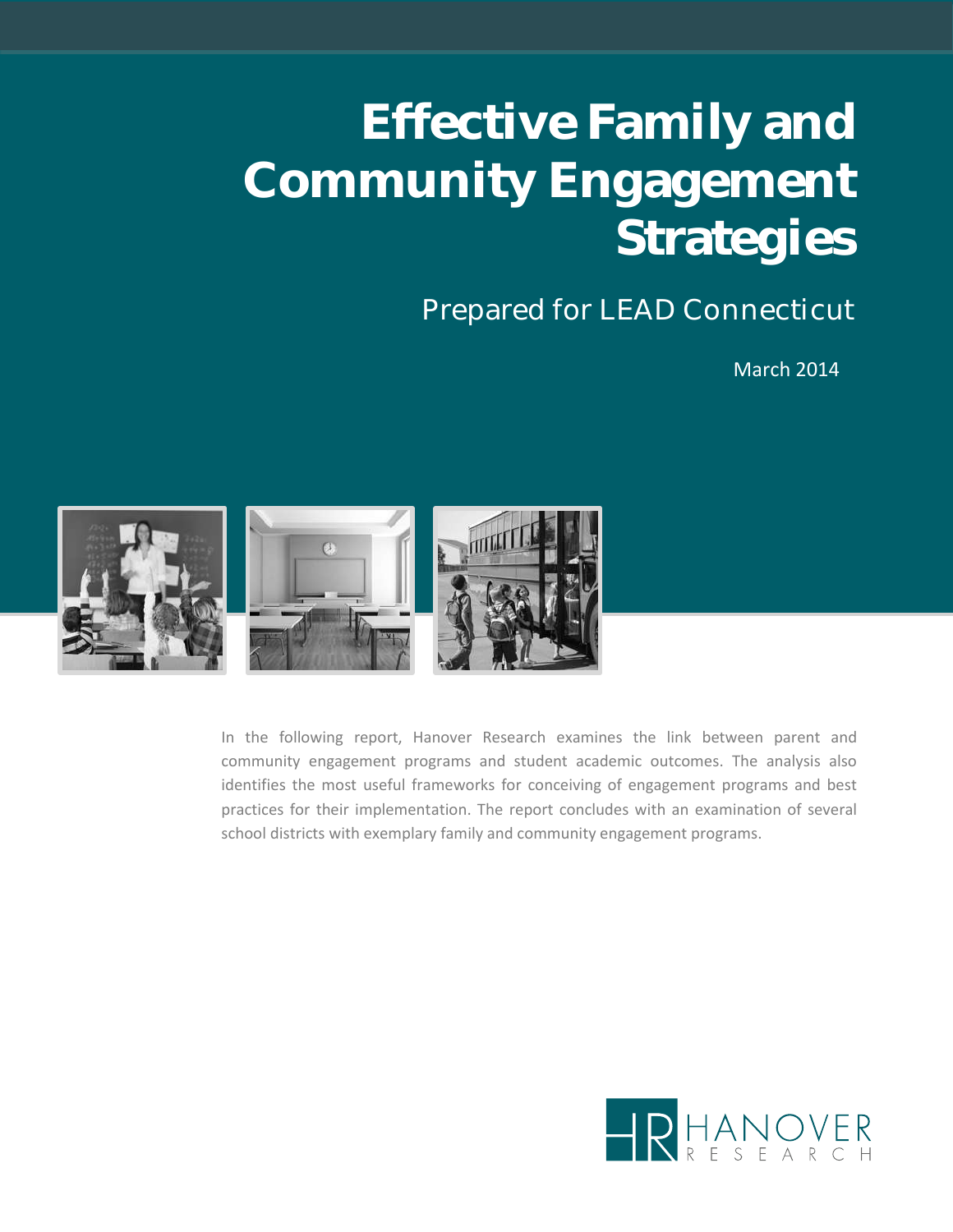# Effective Family and Community Engagement Strategies

## Prepared for LEAD Connecticut

March 2014

In the following report, Hanover Research examines the link between parent and community engagement programs and student academic outcomes. The analysis also identifies the most useful frameworks for conceiving of engagement programs and best practices for their implementation. The report concludes with an examination of several school districts with exemplary family and community engagement programs.

HANOVER RESEARCH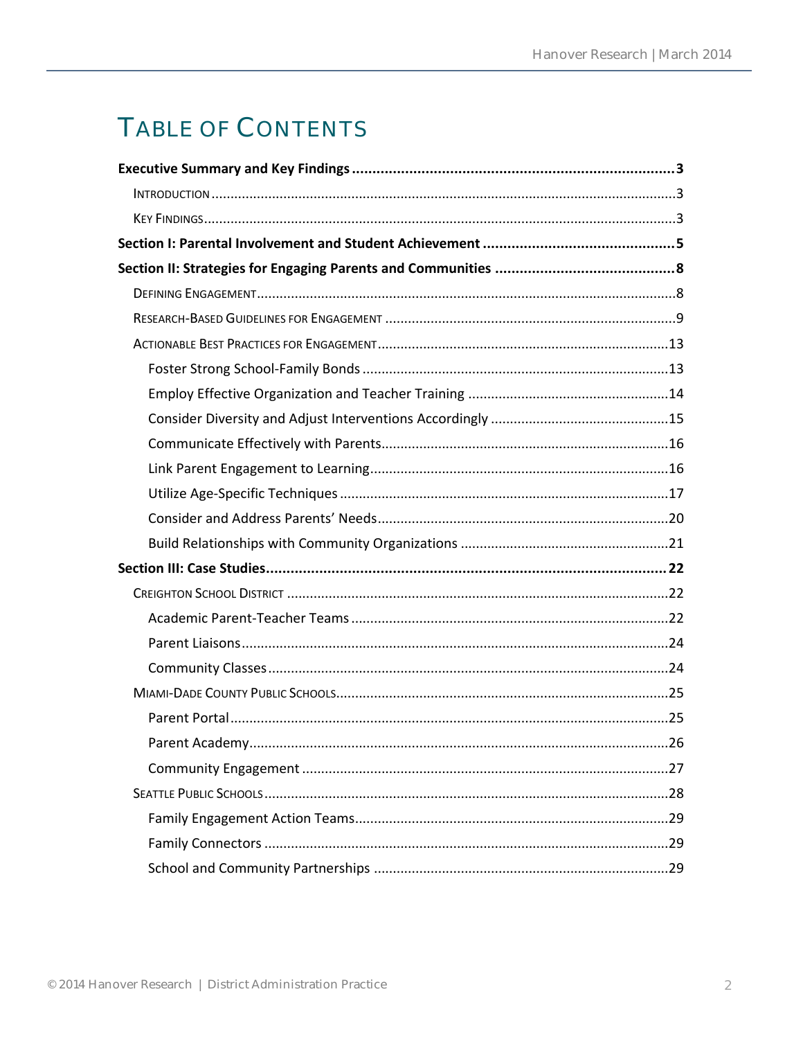# TABLE OF CONTENTS

**Executive Summary and Key Findings** ..... **3**

- INTRODUCTION ..... 3
- KEY FINDINGS ..... 3

**Section I: Parental Involvement and Student Achievement** ..... **5**

**Section II: Strategies for Engaging Parents and Communities** ..... **8**

- DEFINING ENGAGEMENT ..... 8
- RESEARCH-BASED GUIDELINES FOR ENGAGEMENT ..... 9
- ACTIONABLE BEST PRACTICES FOR ENGAGEMENT ..... 13
  - Foster Strong School-Family Bonds ..... 13
  - Employ Effective Organization and Teacher Training ..... 14
  - Consider Diversity and Adjust Interventions Accordingly ..... 15
  - Communicate Effectively with Parents ..... 16
  - Link Parent Engagement to Learning ..... 16
  - Utilize Age-Specific Techniques ..... 17
  - Consider and Address Parents' Needs ..... 20
  - Build Relationships with Community Organizations ..... 21

**Section III: Case Studies** ..... **22**

- CREIGHTON SCHOOL DISTRICT ..... 22
  - Academic Parent-Teacher Teams ..... 22
  - Parent Liaisons ..... 24
  - Community Classes ..... 24
- MIAMI-DADE COUNTY PUBLIC SCHOOLS ..... 25
  - Parent Portal ..... 25
  - Parent Academy ..... 26
  - Community Engagement ..... 27
- SEATTLE PUBLIC SCHOOLS ..... 28
  - Family Engagement Action Teams ..... 29
  - Family Connectors ..... 29
  - School and Community Partnerships ..... 29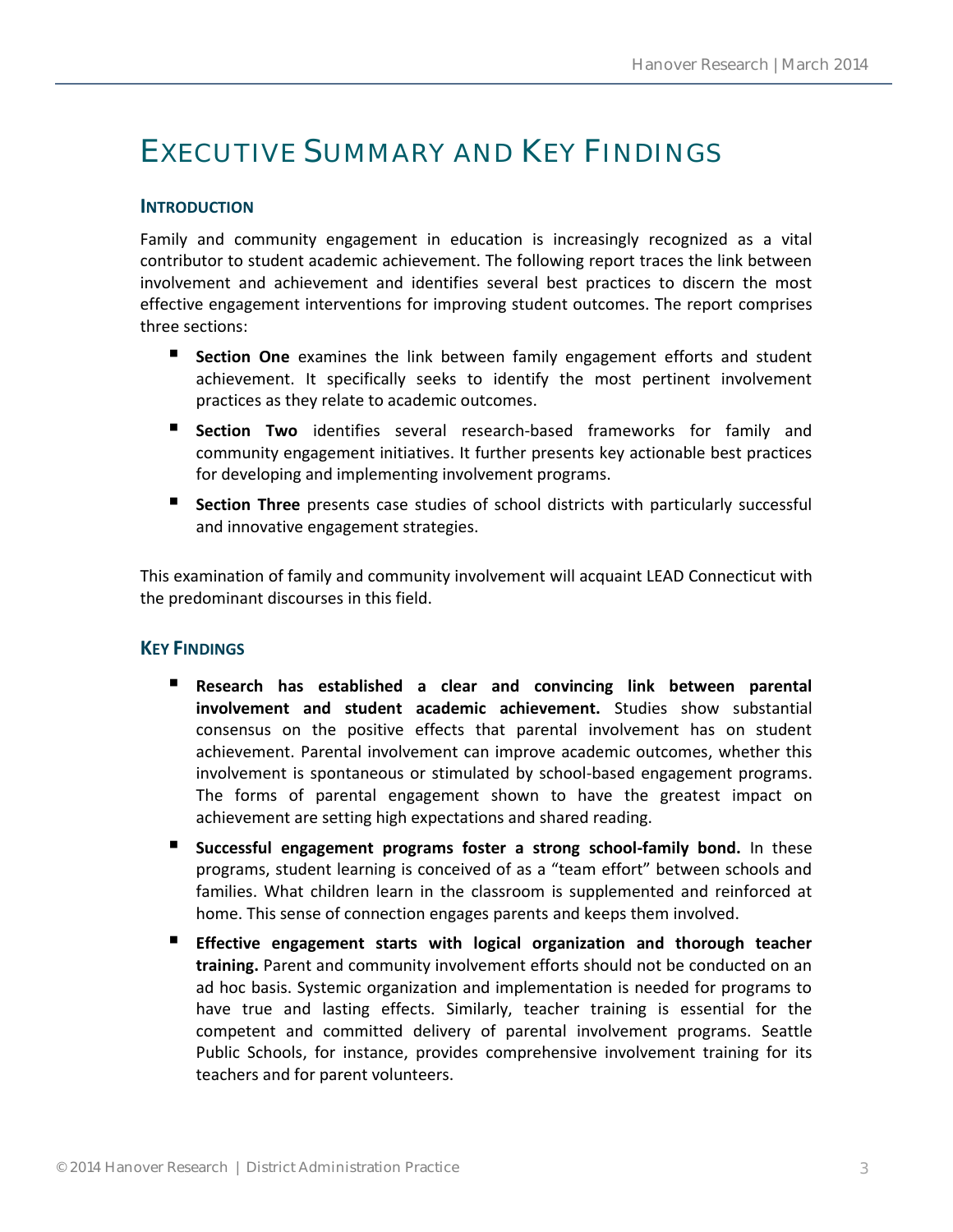# EXECUTIVE SUMMARY AND KEY FINDINGS

## INTRODUCTION

Family and community engagement in education is increasingly recognized as a vital contributor to student academic achievement. The following report traces the link between involvement and achievement and identifies several best practices to discern the most effective engagement interventions for improving student outcomes. The report comprises three sections:

- **Section One** examines the link between family engagement efforts and student achievement. It specifically seeks to identify the most pertinent involvement practices as they relate to academic outcomes.
- **Section Two** identifies several research-based frameworks for family and community engagement initiatives. It further presents key actionable best practices for developing and implementing involvement programs.
- **Section Three** presents case studies of school districts with particularly successful and innovative engagement strategies.

This examination of family and community involvement will acquaint LEAD Connecticut with the predominant discourses in this field.

## KEY FINDINGS

- **Research has established a clear and convincing link between parental involvement and student academic achievement.** Studies show substantial consensus on the positive effects that parental involvement has on student achievement. Parental involvement can improve academic outcomes, whether this involvement is spontaneous or stimulated by school-based engagement programs. The forms of parental engagement shown to have the greatest impact on achievement are setting high expectations and shared reading.
- **Successful engagement programs foster a strong school-family bond.** In these programs, student learning is conceived of as a "team effort" between schools and families. What children learn in the classroom is supplemented and reinforced at home. This sense of connection engages parents and keeps them involved.
- **Effective engagement starts with logical organization and thorough teacher training.** Parent and community involvement efforts should not be conducted on an ad hoc basis. Systemic organization and implementation is needed for programs to have true and lasting effects. Similarly, teacher training is essential for the competent and committed delivery of parental involvement programs. Seattle Public Schools, for instance, provides comprehensive involvement training for its teachers and for parent volunteers.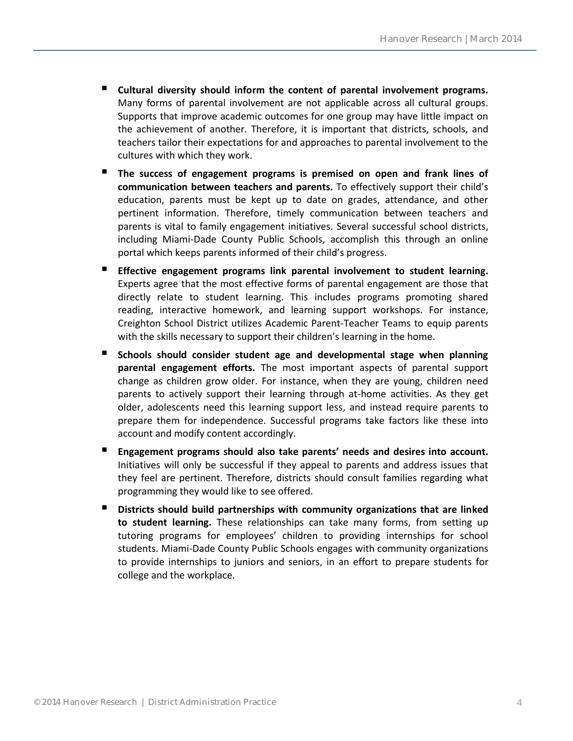- **Cultural diversity should inform the content of parental involvement programs.** Many forms of parental involvement are not applicable across all cultural groups. Supports that improve academic outcomes for one group may have little impact on the achievement of another. Therefore, it is important that districts, schools, and teachers tailor their expectations for and approaches to parental involvement to the cultures with which they work.
- **The success of engagement programs is premised on open and frank lines of communication between teachers and parents.** To effectively support their child's education, parents must be kept up to date on grades, attendance, and other pertinent information. Therefore, timely communication between teachers and parents is vital to family engagement initiatives. Several successful school districts, including Miami-Dade County Public Schools, accomplish this through an online portal which keeps parents informed of their child's progress.
- **Effective engagement programs link parental involvement to student learning.** Experts agree that the most effective forms of parental engagement are those that directly relate to student learning. This includes programs promoting shared reading, interactive homework, and learning support workshops. For instance, Creighton School District utilizes Academic Parent-Teacher Teams to equip parents with the skills necessary to support their children's learning in the home.
- **Schools should consider student age and developmental stage when planning parental engagement efforts.** The most important aspects of parental support change as children grow older. For instance, when they are young, children need parents to actively support their learning through at-home activities. As they get older, adolescents need this learning support less, and instead require parents to prepare them for independence. Successful programs take factors like these into account and modify content accordingly.
- **Engagement programs should also take parents' needs and desires into account.** Initiatives will only be successful if they appeal to parents and address issues that they feel are pertinent. Therefore, districts should consult families regarding what programming they would like to see offered.
- **Districts should build partnerships with community organizations that are linked to student learning.** These relationships can take many forms, from setting up tutoring programs for employees' children to providing internships for school students. Miami-Dade County Public Schools engages with community organizations to provide internships to juniors and seniors, in an effort to prepare students for college and the workplace.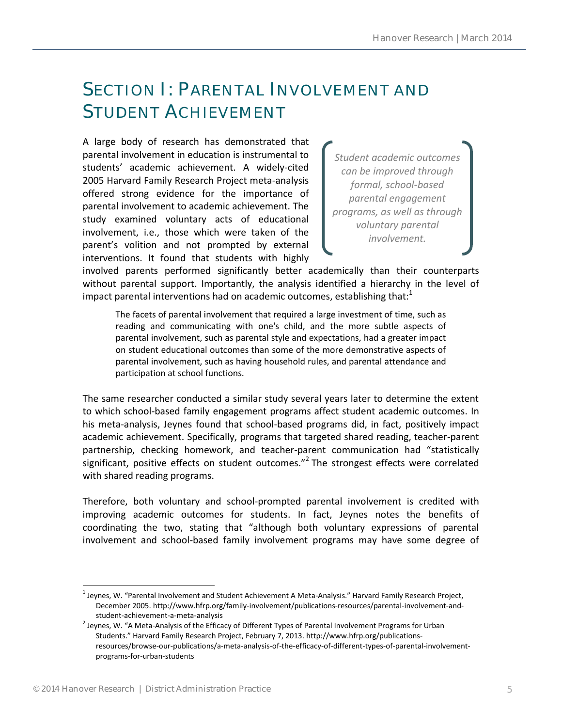# SECTION I: PARENTAL INVOLVEMENT AND STUDENT ACHIEVEMENT

A large body of research has demonstrated that parental involvement in education is instrumental to students' academic achievement. A widely-cited 2005 Harvard Family Research Project meta-analysis offered strong evidence for the importance of parental involvement to academic achievement. The study examined voluntary acts of educational involvement, i.e., those which were taken of the parent's volition and not prompted by external interventions. It found that students with highly involved parents performed significantly better academically than their counterparts without parental support. Importantly, the analysis identified a hierarchy in the level of impact parental interventions had on academic outcomes, establishing that:[1]

> *Student academic outcomes can be improved through formal, school-based parental engagement programs, as well as through voluntary parental involvement.*

> The facets of parental involvement that required a large investment of time, such as reading and communicating with one's child, and the more subtle aspects of parental involvement, such as parental style and expectations, had a greater impact on student educational outcomes than some of the more demonstrative aspects of parental involvement, such as having household rules, and parental attendance and participation at school functions.

The same researcher conducted a similar study several years later to determine the extent to which school-based family engagement programs affect student academic outcomes. In his meta-analysis, Jeynes found that school-based programs did, in fact, positively impact academic achievement. Specifically, programs that targeted shared reading, teacher-parent partnership, checking homework, and teacher-parent communication had "statistically significant, positive effects on student outcomes."[2] The strongest effects were correlated with shared reading programs.

Therefore, both voluntary and school-prompted parental involvement is credited with improving academic outcomes for students. In fact, Jeynes notes the benefits of coordinating the two, stating that "although both voluntary expressions of parental involvement and school-based family involvement programs may have some degree of

---

[1] Jeynes, W. "Parental Involvement and Student Achievement A Meta-Analysis." Harvard Family Research Project, December 2005. http://www.hfrp.org/family-involvement/publications-resources/parental-involvement-and-student-achievement-a-meta-analysis

[2] Jeynes, W. "A Meta-Analysis of the Efficacy of Different Types of Parental Involvement Programs for Urban Students." Harvard Family Research Project, February 7, 2013. http://www.hfrp.org/publications-resources/browse-our-publications/a-meta-analysis-of-the-efficacy-of-different-types-of-parental-involvement-programs-for-urban-students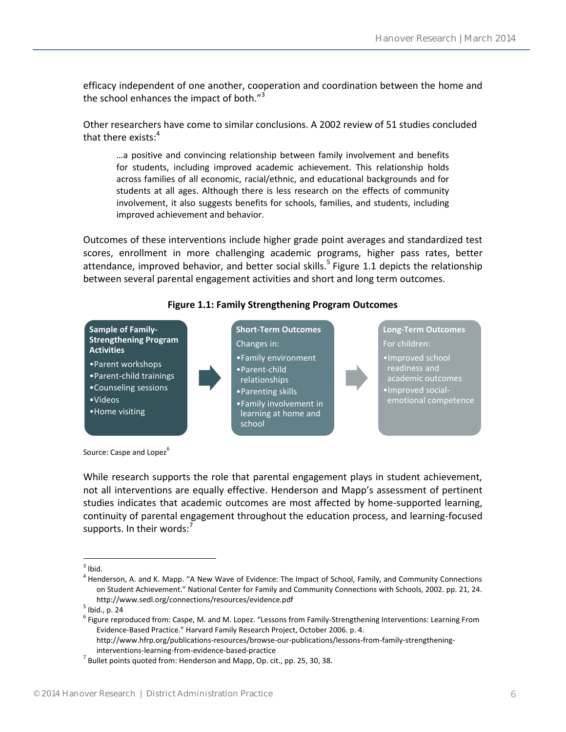efficacy independent of one another, cooperation and coordination between the home and the school enhances the impact of both."[3]

Other researchers have come to similar conclusions. A 2002 review of 51 studies concluded that there exists:[4]

> …a positive and convincing relationship between family involvement and benefits for students, including improved academic achievement. This relationship holds across families of all economic, racial/ethnic, and educational backgrounds and for students at all ages. Although there is less research on the effects of community involvement, it also suggests benefits for schools, families, and students, including improved achievement and behavior.

Outcomes of these interventions include higher grade point averages and standardized test scores, enrollment in more challenging academic programs, higher pass rates, better attendance, improved behavior, and better social skills.[5] Figure 1.1 depicts the relationship between several parental engagement activities and short and long term outcomes.

**Figure 1.1: Family Strengthening Program Outcomes**

**Sample of Family-Strengthening Program Activities**
- Parent workshops
- Parent-child trainings
- Counseling sessions
- Videos
- Home visiting

→

**Short-Term Outcomes**
Changes in:
- Family environment
- Parent-child relationships
- Parenting skills
- Family involvement in learning at home and school

→

**Long-Term Outcomes**
For children:
- Improved school readiness and academic outcomes
- Improved social-emotional competence

Source: Caspe and Lopez[6]

While research supports the role that parental engagement plays in student achievement, not all interventions are equally effective. Henderson and Mapp's assessment of pertinent studies indicates that academic outcomes are most affected by home-supported learning, continuity of parental engagement throughout the education process, and learning-focused supports. In their words:[7]

---

[3] Ibid.

[4] Henderson, A. and K. Mapp. "A New Wave of Evidence: The Impact of School, Family, and Community Connections on Student Achievement." National Center for Family and Community Connections with Schools, 2002. pp. 21, 24. http://www.sedl.org/connections/resources/evidence.pdf

[5] Ibid., p. 24

[6] Figure reproduced from: Caspe, M. and M. Lopez. "Lessons from Family-Strengthening Interventions: Learning From Evidence-Based Practice." Harvard Family Research Project, October 2006. p. 4. http://www.hfrp.org/publications-resources/browse-our-publications/lessons-from-family-strengthening-interventions-learning-from-evidence-based-practice

[7] Bullet points quoted from: Henderson and Mapp, Op. cit., pp. 25, 30, 38.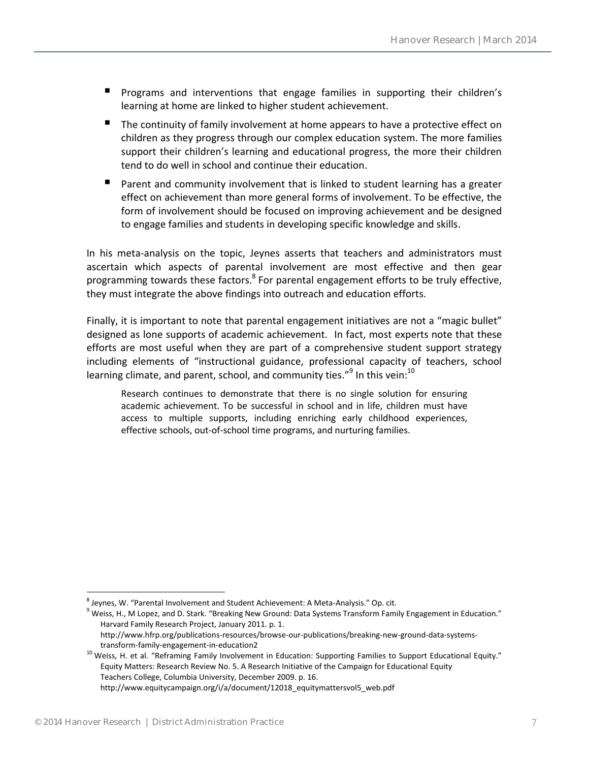- Programs and interventions that engage families in supporting their children's learning at home are linked to higher student achievement.
- The continuity of family involvement at home appears to have a protective effect on children as they progress through our complex education system. The more families support their children's learning and educational progress, the more their children tend to do well in school and continue their education.
- Parent and community involvement that is linked to student learning has a greater effect on achievement than more general forms of involvement. To be effective, the form of involvement should be focused on improving achievement and be designed to engage families and students in developing specific knowledge and skills.

In his meta-analysis on the topic, Jeynes asserts that teachers and administrators must ascertain which aspects of parental involvement are most effective and then gear programming towards these factors.[8] For parental engagement efforts to be truly effective, they must integrate the above findings into outreach and education efforts.

Finally, it is important to note that parental engagement initiatives are not a "magic bullet" designed as lone supports of academic achievement. In fact, most experts note that these efforts are most useful when they are part of a comprehensive student support strategy including elements of "instructional guidance, professional capacity of teachers, school learning climate, and parent, school, and community ties."[9] In this vein:[10]

> Research continues to demonstrate that there is no single solution for ensuring academic achievement. To be successful in school and in life, children must have access to multiple supports, including enriching early childhood experiences, effective schools, out-of-school time programs, and nurturing families.

---

[8] Jeynes, W. "Parental Involvement and Student Achievement: A Meta-Analysis." Op. cit.

[9] Weiss, H., M Lopez, and D. Stark. "Breaking New Ground: Data Systems Transform Family Engagement in Education." Harvard Family Research Project, January 2011. p. 1. http://www.hfrp.org/publications-resources/browse-our-publications/breaking-new-ground-data-systems-transform-family-engagement-in-education2

[10] Weiss, H. et al. "Reframing Family Involvement in Education: Supporting Families to Support Educational Equity." Equity Matters: Research Review No. 5. A Research Initiative of the Campaign for Educational Equity Teachers College, Columbia University, December 2009. p. 16. http://www.equitycampaign.org/i/a/document/12018_equitymattersvol5_web.pdf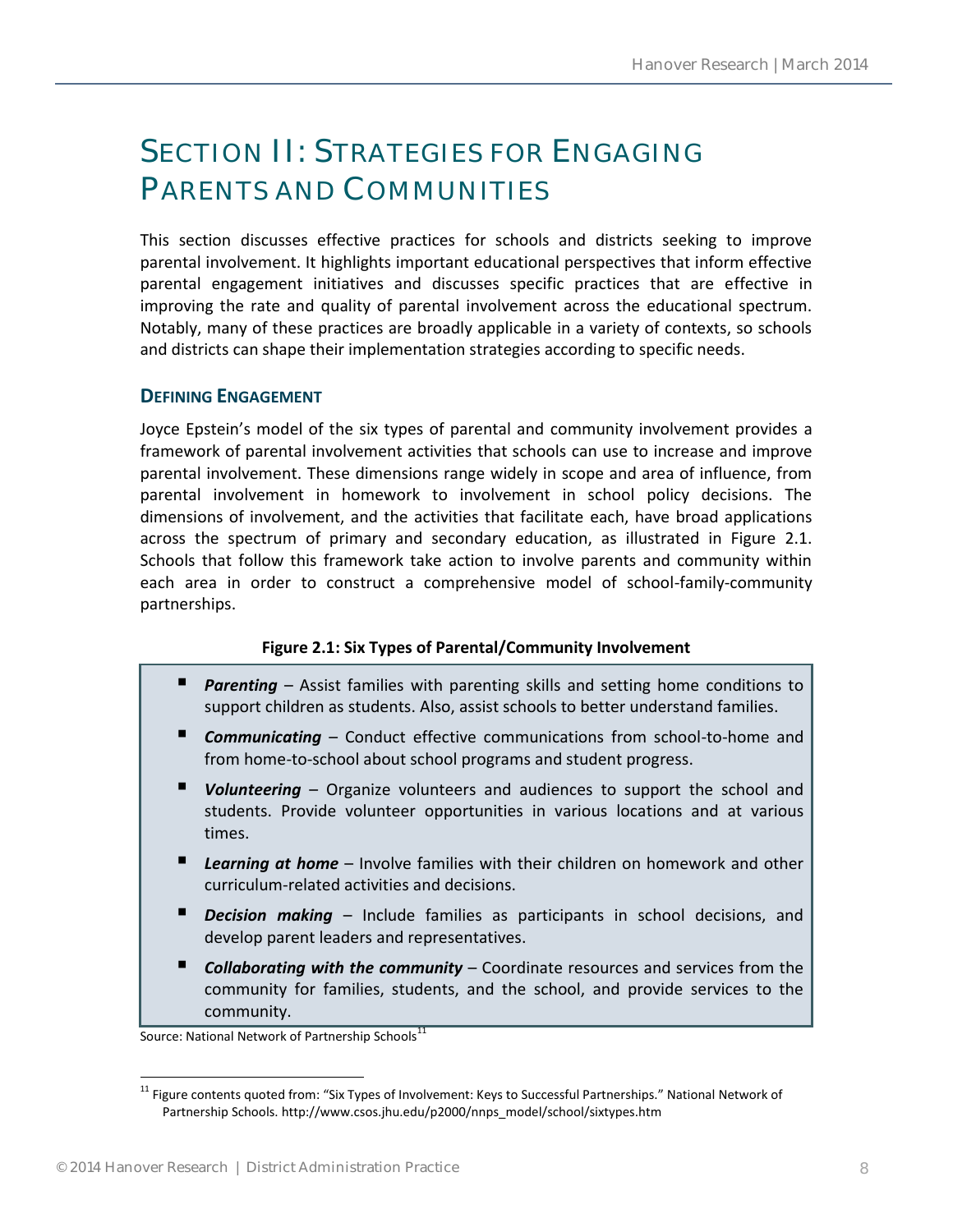# SECTION II: STRATEGIES FOR ENGAGING PARENTS AND COMMUNITIES

This section discusses effective practices for schools and districts seeking to improve parental involvement. It highlights important educational perspectives that inform effective parental engagement initiatives and discusses specific practices that are effective in improving the rate and quality of parental involvement across the educational spectrum. Notably, many of these practices are broadly applicable in a variety of contexts, so schools and districts can shape their implementation strategies according to specific needs.

### DEFINING ENGAGEMENT

Joyce Epstein's model of the six types of parental and community involvement provides a framework of parental involvement activities that schools can use to increase and improve parental involvement. These dimensions range widely in scope and area of influence, from parental involvement in homework to involvement in school policy decisions. The dimensions of involvement, and the activities that facilitate each, have broad applications across the spectrum of primary and secondary education, as illustrated in Figure 2.1. Schools that follow this framework take action to involve parents and community within each area in order to construct a comprehensive model of school-family-community partnerships.

**Figure 2.1: Six Types of Parental/Community Involvement**

- ***Parenting*** – Assist families with parenting skills and setting home conditions to support children as students. Also, assist schools to better understand families.
- ***Communicating*** – Conduct effective communications from school-to-home and from home-to-school about school programs and student progress.
- ***Volunteering*** – Organize volunteers and audiences to support the school and students. Provide volunteer opportunities in various locations and at various times.
- ***Learning at home*** – Involve families with their children on homework and other curriculum-related activities and decisions.
- ***Decision making*** – Include families as participants in school decisions, and develop parent leaders and representatives.
- ***Collaborating with the community*** – Coordinate resources and services from the community for families, students, and the school, and provide services to the community.

Source: National Network of Partnership Schools[11]

[11] Figure contents quoted from: "Six Types of Involvement: Keys to Successful Partnerships." National Network of Partnership Schools. http://www.csos.jhu.edu/p2000/nnps_model/school/sixtypes.htm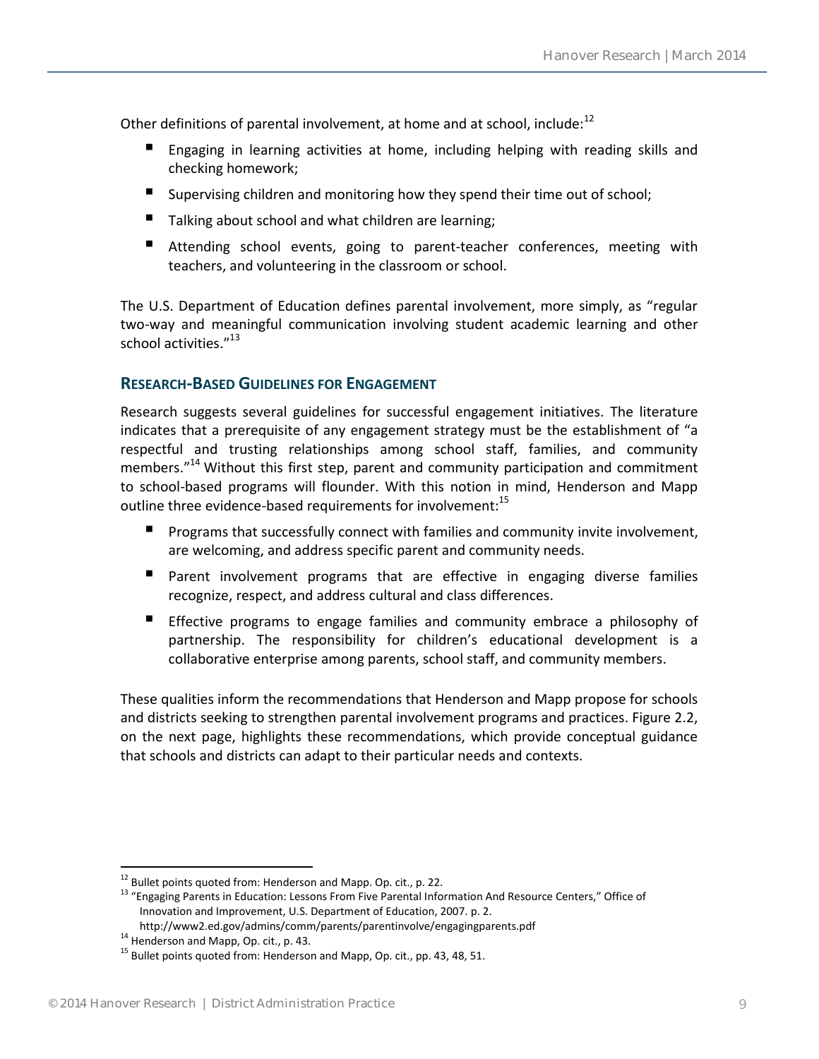Other definitions of parental involvement, at home and at school, include:[12]

- Engaging in learning activities at home, including helping with reading skills and checking homework;
- Supervising children and monitoring how they spend their time out of school;
- Talking about school and what children are learning;
- Attending school events, going to parent-teacher conferences, meeting with teachers, and volunteering in the classroom or school.

The U.S. Department of Education defines parental involvement, more simply, as "regular two-way and meaningful communication involving student academic learning and other school activities."[13]

### RESEARCH-BASED GUIDELINES FOR ENGAGEMENT

Research suggests several guidelines for successful engagement initiatives. The literature indicates that a prerequisite of any engagement strategy must be the establishment of "a respectful and trusting relationships among school staff, families, and community members."[14] Without this first step, parent and community participation and commitment to school-based programs will flounder. With this notion in mind, Henderson and Mapp outline three evidence-based requirements for involvement:[15]

- Programs that successfully connect with families and community invite involvement, are welcoming, and address specific parent and community needs.
- Parent involvement programs that are effective in engaging diverse families recognize, respect, and address cultural and class differences.
- Effective programs to engage families and community embrace a philosophy of partnership. The responsibility for children's educational development is a collaborative enterprise among parents, school staff, and community members.

These qualities inform the recommendations that Henderson and Mapp propose for schools and districts seeking to strengthen parental involvement programs and practices. Figure 2.2, on the next page, highlights these recommendations, which provide conceptual guidance that schools and districts can adapt to their particular needs and contexts.

---

[12] Bullet points quoted from: Henderson and Mapp. Op. cit., p. 22.

[13] "Engaging Parents in Education: Lessons From Five Parental Information And Resource Centers," Office of Innovation and Improvement, U.S. Department of Education, 2007. p. 2. http://www2.ed.gov/admins/comm/parents/parentinvolve/engagingparents.pdf

[14] Henderson and Mapp, Op. cit., p. 43.

[15] Bullet points quoted from: Henderson and Mapp, Op. cit., pp. 43, 48, 51.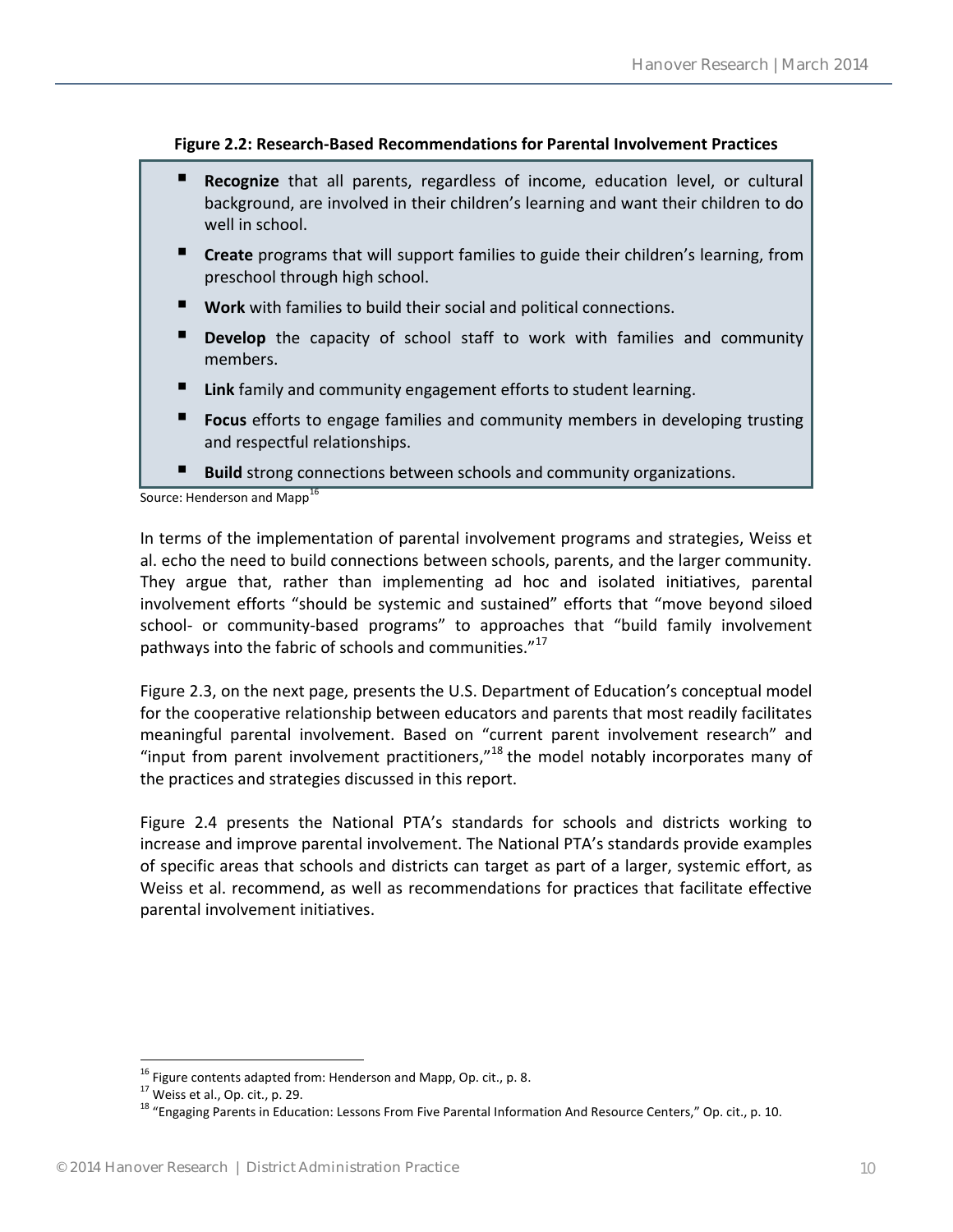**Figure 2.2: Research-Based Recommendations for Parental Involvement Practices**

- **Recognize** that all parents, regardless of income, education level, or cultural background, are involved in their children's learning and want their children to do well in school.
- **Create** programs that will support families to guide their children's learning, from preschool through high school.
- **Work** with families to build their social and political connections.
- **Develop** the capacity of school staff to work with families and community members.
- **Link** family and community engagement efforts to student learning.
- **Focus** efforts to engage families and community members in developing trusting and respectful relationships.
- **Build** strong connections between schools and community organizations.

Source: Henderson and Mapp[16]

In terms of the implementation of parental involvement programs and strategies, Weiss et al. echo the need to build connections between schools, parents, and the larger community. They argue that, rather than implementing ad hoc and isolated initiatives, parental involvement efforts "should be systemic and sustained" efforts that "move beyond siloed school- or community-based programs" to approaches that "build family involvement pathways into the fabric of schools and communities."[17]

Figure 2.3, on the next page, presents the U.S. Department of Education's conceptual model for the cooperative relationship between educators and parents that most readily facilitates meaningful parental involvement. Based on "current parent involvement research" and "input from parent involvement practitioners,"[18] the model notably incorporates many of the practices and strategies discussed in this report.

Figure 2.4 presents the National PTA's standards for schools and districts working to increase and improve parental involvement. The National PTA's standards provide examples of specific areas that schools and districts can target as part of a larger, systemic effort, as Weiss et al. recommend, as well as recommendations for practices that facilitate effective parental involvement initiatives.

[16] Figure contents adapted from: Henderson and Mapp, Op. cit., p. 8.

[17] Weiss et al., Op. cit., p. 29.

[18] "Engaging Parents in Education: Lessons From Five Parental Information And Resource Centers," Op. cit., p. 10.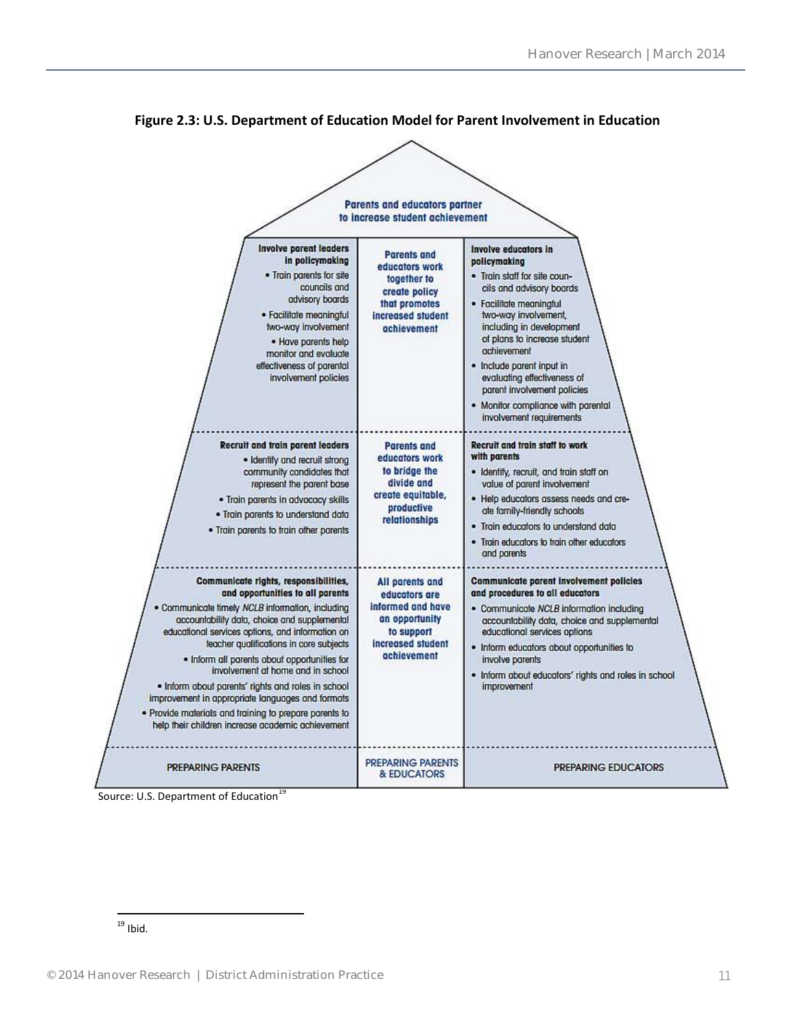**Figure 2.3: U.S. Department of Education Model for Parent Involvement in Education**

**Parents and educators partner to increase student achievement**

| PREPARING PARENTS | PREPARING PARENTS & EDUCATORS | PREPARING EDUCATORS |
|---|---|---|
| **Involve parent leaders in policymaking**<br>• Train parents for site councils and advisory boards<br>• Facilitate meaningful two-way involvement<br>• Have parents help monitor and evaluate effectiveness of parental involvement policies | **Parents and educators work together to create policy that promotes increased student achievement** | **Involve educators in policymaking**<br>• Train staff for site councils and advisory boards<br>• Facilitate meaningful two-way involvement, including in development of plans to increase student achievement<br>• Include parent input in evaluating effectiveness of parent involvement policies<br>• Monitor compliance with parental involvement requirements |
| **Recruit and train parent leaders**<br>• Identify and recruit strong community candidates that represent the parent base<br>• Train parents in advocacy skills<br>• Train parents to understand data<br>• Train parents to train other parents | **Parents and educators work to bridge the divide and create equitable, productive relationships** | **Recruit and train staff to work with parents**<br>• Identify, recruit, and train staff on value of parent involvement<br>• Help educators assess needs and create family-friendly schools<br>• Train educators to understand data<br>• Train educators to train other educators and parents |
| **Communicate rights, responsibilities, and opportunities to all parents**<br>• Communicate timely *NCLB* information, including accountability data, choice and supplemental educational services options, and information on teacher qualifications in core subjects<br>• Inform all parents about opportunities for involvement at home and in school<br>• Inform about parents' rights and roles in school improvement in appropriate languages and formats<br>• Provide materials and training to prepare parents to help their children increase academic achievement | **All parents and educators are informed and have an opportunity to support increased student achievement** | **Communicate parent involvement policies and procedures to all educators**<br>• Communicate *NCLB* information including accountability data, choice and supplemental educational services options<br>• Inform educators about opportunities to involve parents<br>• Inform about educators' rights and roles in school improvement |

Source: U.S. Department of Education[19]

[19] Ibid.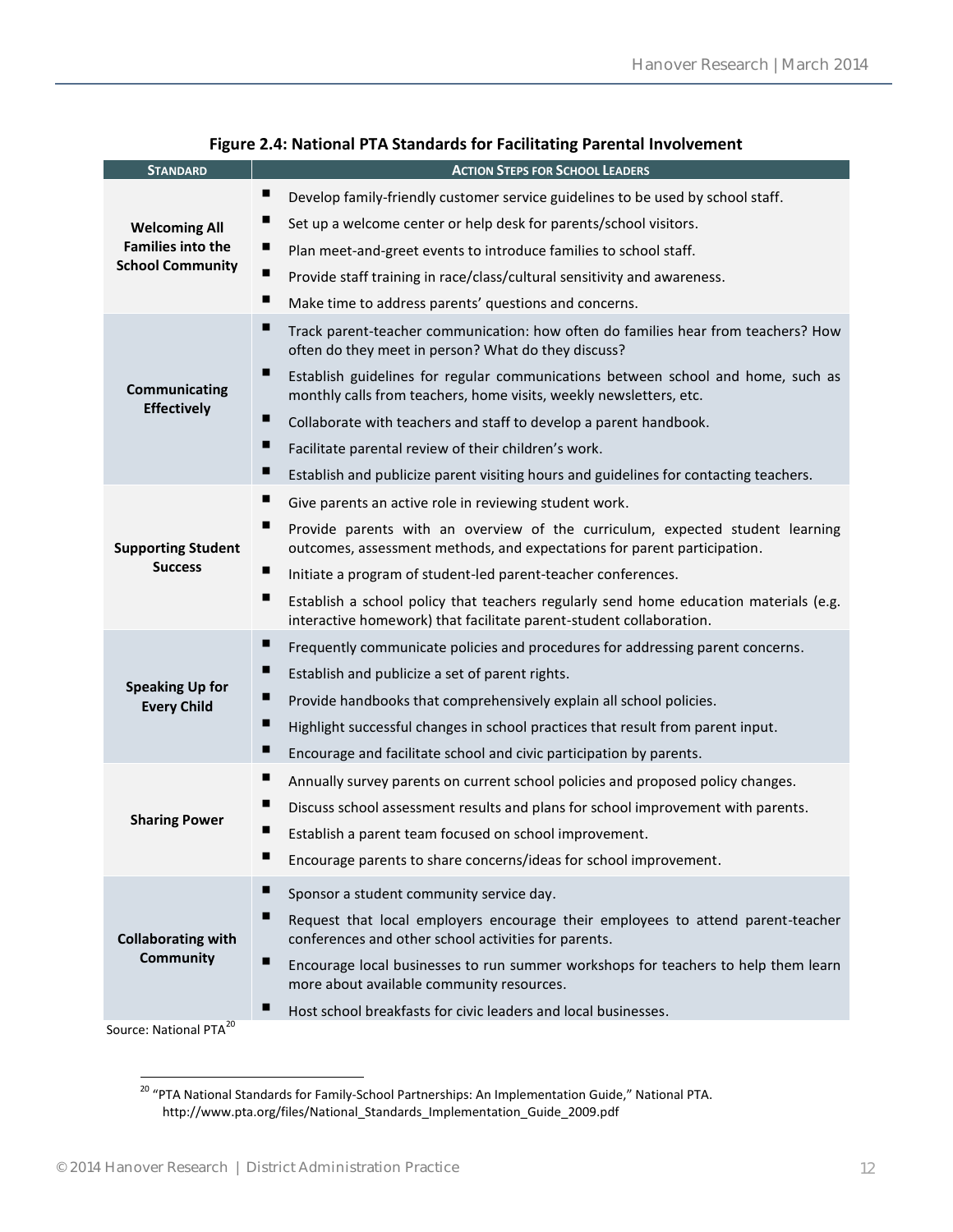**Figure 2.4: National PTA Standards for Facilitating Parental Involvement**

| Standard | Action Steps for School Leaders |
|---|---|
| **Welcoming All Families into the School Community** | ▪ Develop family-friendly customer service guidelines to be used by school staff.<br>▪ Set up a welcome center or help desk for parents/school visitors.<br>▪ Plan meet-and-greet events to introduce families to school staff.<br>▪ Provide staff training in race/class/cultural sensitivity and awareness.<br>▪ Make time to address parents' questions and concerns. |
| **Communicating Effectively** | ▪ Track parent-teacher communication: how often do families hear from teachers? How often do they meet in person? What do they discuss?<br>▪ Establish guidelines for regular communications between school and home, such as monthly calls from teachers, home visits, weekly newsletters, etc.<br>▪ Collaborate with teachers and staff to develop a parent handbook.<br>▪ Facilitate parental review of their children's work.<br>▪ Establish and publicize parent visiting hours and guidelines for contacting teachers. |
| **Supporting Student Success** | ▪ Give parents an active role in reviewing student work.<br>▪ Provide parents with an overview of the curriculum, expected student learning outcomes, assessment methods, and expectations for parent participation.<br>▪ Initiate a program of student-led parent-teacher conferences.<br>▪ Establish a school policy that teachers regularly send home education materials (e.g. interactive homework) that facilitate parent-student collaboration. |
| **Speaking Up for Every Child** | ▪ Frequently communicate policies and procedures for addressing parent concerns.<br>▪ Establish and publicize a set of parent rights.<br>▪ Provide handbooks that comprehensively explain all school policies.<br>▪ Highlight successful changes in school practices that result from parent input.<br>▪ Encourage and facilitate school and civic participation by parents. |
| **Sharing Power** | ▪ Annually survey parents on current school policies and proposed policy changes.<br>▪ Discuss school assessment results and plans for school improvement with parents.<br>▪ Establish a parent team focused on school improvement.<br>▪ Encourage parents to share concerns/ideas for school improvement. |
| **Collaborating with Community** | ▪ Sponsor a student community service day.<br>▪ Request that local employers encourage their employees to attend parent-teacher conferences and other school activities for parents.<br>▪ Encourage local businesses to run summer workshops for teachers to help them learn more about available community resources.<br>▪ Host school breakfasts for civic leaders and local businesses. |

Source: National PTA[20]

[20] "PTA National Standards for Family-School Partnerships: An Implementation Guide," National PTA. http://www.pta.org/files/National_Standards_Implementation_Guide_2009.pdf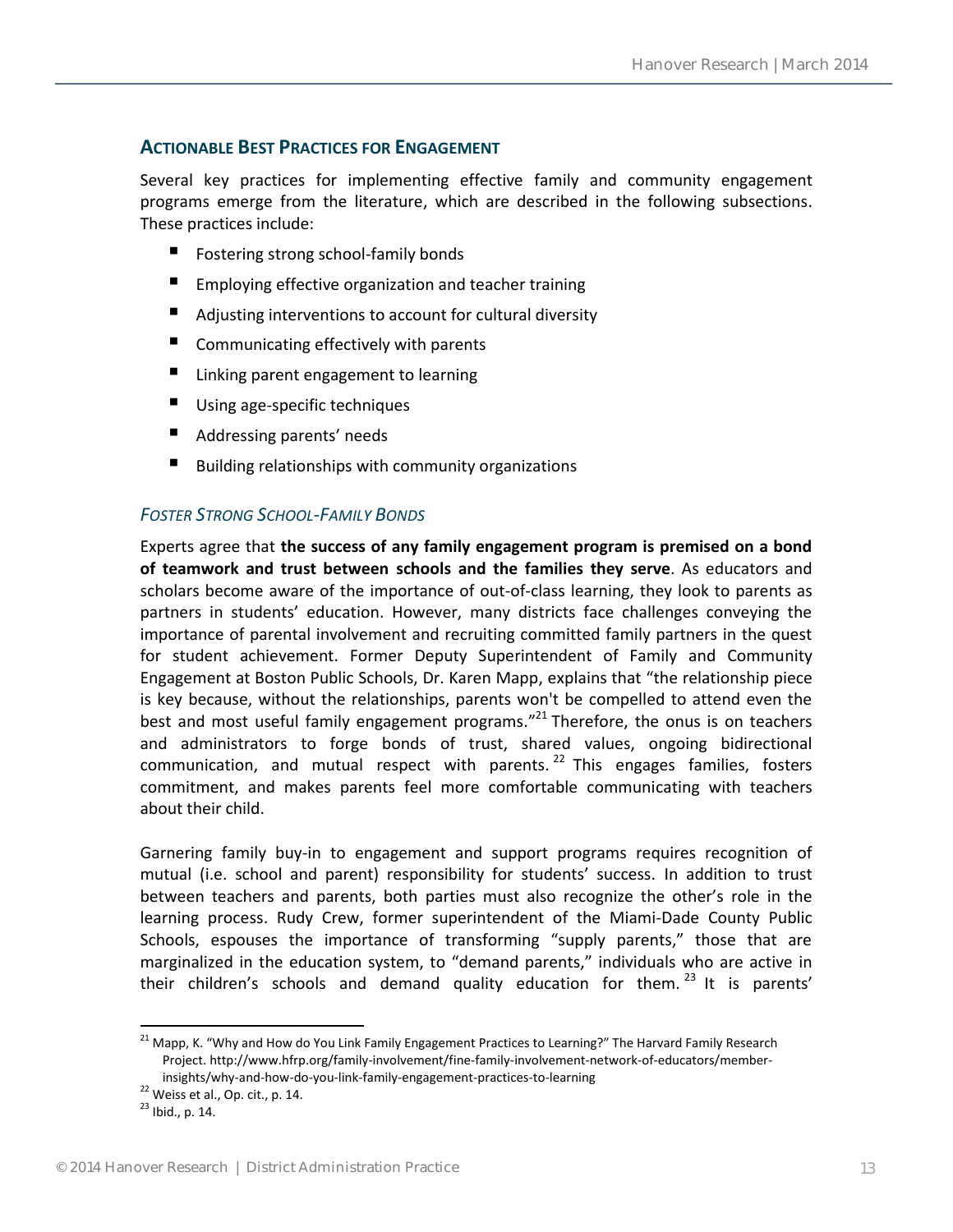## ACTIONABLE BEST PRACTICES FOR ENGAGEMENT

Several key practices for implementing effective family and community engagement programs emerge from the literature, which are described in the following subsections. These practices include:

- Fostering strong school-family bonds
- Employing effective organization and teacher training
- Adjusting interventions to account for cultural diversity
- Communicating effectively with parents
- Linking parent engagement to learning
- Using age-specific techniques
- Addressing parents' needs
- Building relationships with community organizations

### *FOSTER STRONG SCHOOL-FAMILY BONDS*

Experts agree that **the success of any family engagement program is premised on a bond of teamwork and trust between schools and the families they serve**. As educators and scholars become aware of the importance of out-of-class learning, they look to parents as partners in students' education. However, many districts face challenges conveying the importance of parental involvement and recruiting committed family partners in the quest for student achievement. Former Deputy Superintendent of Family and Community Engagement at Boston Public Schools, Dr. Karen Mapp, explains that "the relationship piece is key because, without the relationships, parents won't be compelled to attend even the best and most useful family engagement programs."[21] Therefore, the onus is on teachers and administrators to forge bonds of trust, shared values, ongoing bidirectional communication, and mutual respect with parents.[22] This engages families, fosters commitment, and makes parents feel more comfortable communicating with teachers about their child.

Garnering family buy-in to engagement and support programs requires recognition of mutual (i.e. school and parent) responsibility for students' success. In addition to trust between teachers and parents, both parties must also recognize the other's role in the learning process. Rudy Crew, former superintendent of the Miami-Dade County Public Schools, espouses the importance of transforming "supply parents," those that are marginalized in the education system, to "demand parents," individuals who are active in their children's schools and demand quality education for them.[23] It is parents'

---

[21] Mapp, K. "Why and How do You Link Family Engagement Practices to Learning?" The Harvard Family Research Project. http://www.hfrp.org/family-involvement/fine-family-involvement-network-of-educators/member-insights/why-and-how-do-you-link-family-engagement-practices-to-learning

[22] Weiss et al., Op. cit., p. 14.

[23] Ibid., p. 14.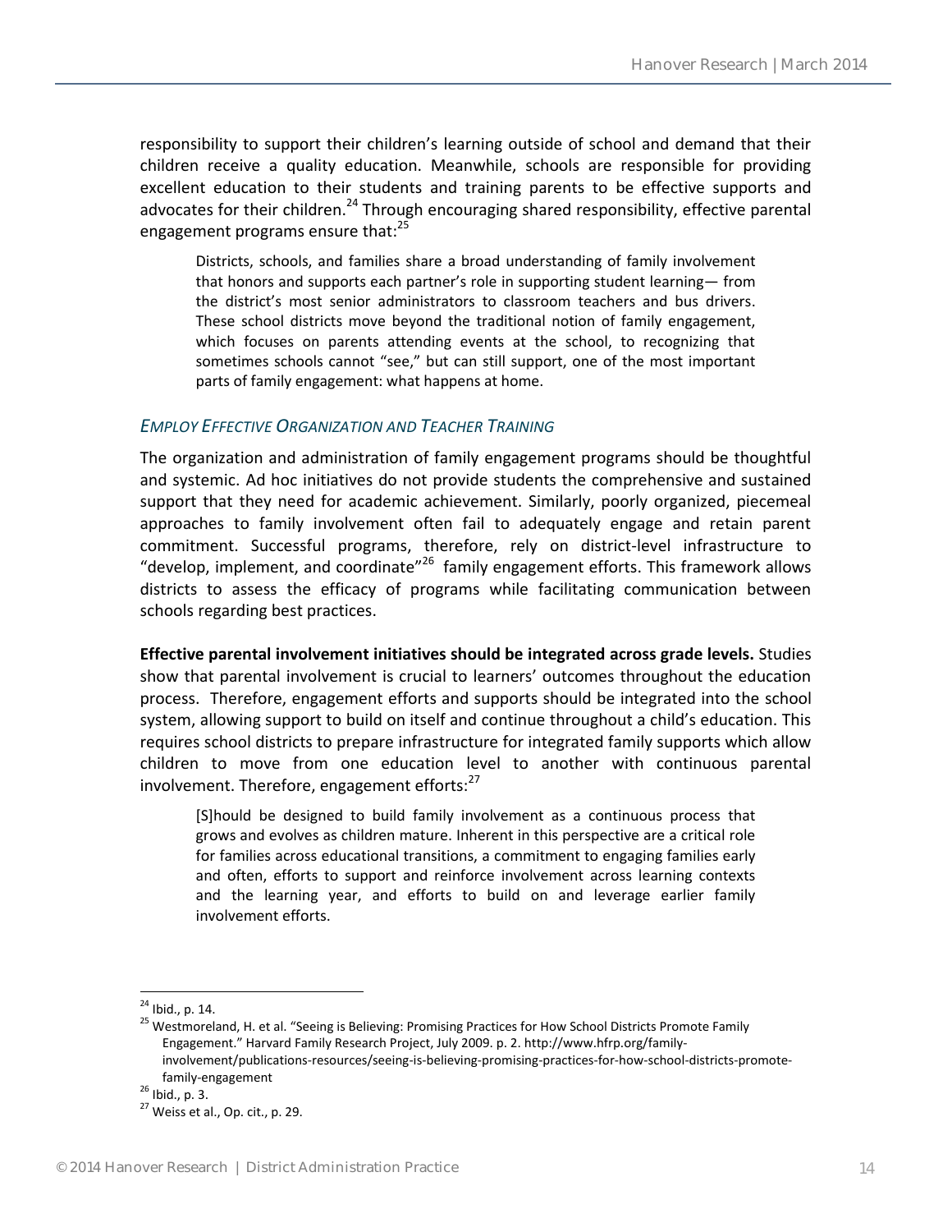responsibility to support their children's learning outside of school and demand that their children receive a quality education. Meanwhile, schools are responsible for providing excellent education to their students and training parents to be effective supports and advocates for their children.[24] Through encouraging shared responsibility, effective parental engagement programs ensure that:[25]

> Districts, schools, and families share a broad understanding of family involvement that honors and supports each partner's role in supporting student learning— from the district's most senior administrators to classroom teachers and bus drivers. These school districts move beyond the traditional notion of family engagement, which focuses on parents attending events at the school, to recognizing that sometimes schools cannot "see," but can still support, one of the most important parts of family engagement: what happens at home.

### *EMPLOY EFFECTIVE ORGANIZATION AND TEACHER TRAINING*

The organization and administration of family engagement programs should be thoughtful and systemic. Ad hoc initiatives do not provide students the comprehensive and sustained support that they need for academic achievement. Similarly, poorly organized, piecemeal approaches to family involvement often fail to adequately engage and retain parent commitment. Successful programs, therefore, rely on district-level infrastructure to "develop, implement, and coordinate"[26] family engagement efforts. This framework allows districts to assess the efficacy of programs while facilitating communication between schools regarding best practices.

**Effective parental involvement initiatives should be integrated across grade levels.** Studies show that parental involvement is crucial to learners' outcomes throughout the education process. Therefore, engagement efforts and supports should be integrated into the school system, allowing support to build on itself and continue throughout a child's education. This requires school districts to prepare infrastructure for integrated family supports which allow children to move from one education level to another with continuous parental involvement. Therefore, engagement efforts:[27]

> [S]hould be designed to build family involvement as a continuous process that grows and evolves as children mature. Inherent in this perspective are a critical role for families across educational transitions, a commitment to engaging families early and often, efforts to support and reinforce involvement across learning contexts and the learning year, and efforts to build on and leverage earlier family involvement efforts.

---

[24] Ibid., p. 14.

[25] Westmoreland, H. et al. "Seeing is Believing: Promising Practices for How School Districts Promote Family Engagement." Harvard Family Research Project, July 2009. p. 2. http://www.hfrp.org/family-involvement/publications-resources/seeing-is-believing-promising-practices-for-how-school-districts-promote-family-engagement

[26] Ibid., p. 3.

[27] Weiss et al., Op. cit., p. 29.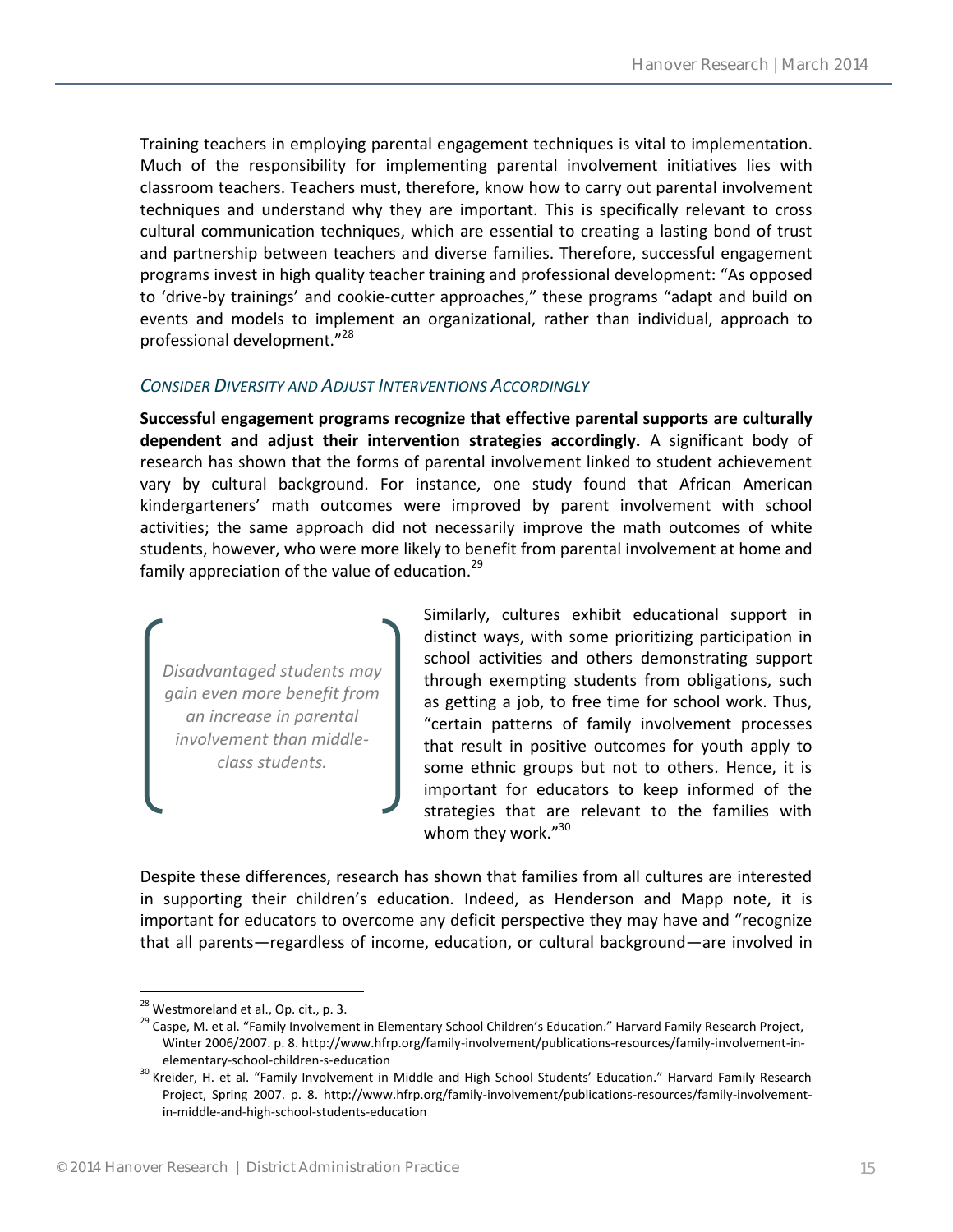Training teachers in employing parental engagement techniques is vital to implementation. Much of the responsibility for implementing parental involvement initiatives lies with classroom teachers. Teachers must, therefore, know how to carry out parental involvement techniques and understand why they are important. This is specifically relevant to cross cultural communication techniques, which are essential to creating a lasting bond of trust and partnership between teachers and diverse families. Therefore, successful engagement programs invest in high quality teacher training and professional development: "As opposed to 'drive-by trainings' and cookie-cutter approaches," these programs "adapt and build on events and models to implement an organizational, rather than individual, approach to professional development."[28]

### *CONSIDER DIVERSITY AND ADJUST INTERVENTIONS ACCORDINGLY*

**Successful engagement programs recognize that effective parental supports are culturally dependent and adjust their intervention strategies accordingly.** A significant body of research has shown that the forms of parental involvement linked to student achievement vary by cultural background. For instance, one study found that African American kindergarteners' math outcomes were improved by parent involvement with school activities; the same approach did not necessarily improve the math outcomes of white students, however, who were more likely to benefit from parental involvement at home and family appreciation of the value of education.[29]

> *Disadvantaged students may gain even more benefit from an increase in parental involvement than middle-class students.*

Similarly, cultures exhibit educational support in distinct ways, with some prioritizing participation in school activities and others demonstrating support through exempting students from obligations, such as getting a job, to free time for school work. Thus, "certain patterns of family involvement processes that result in positive outcomes for youth apply to some ethnic groups but not to others. Hence, it is important for educators to keep informed of the strategies that are relevant to the families with whom they work."[30]

Despite these differences, research has shown that families from all cultures are interested in supporting their children's education. Indeed, as Henderson and Mapp note, it is important for educators to overcome any deficit perspective they may have and "recognize that all parents—regardless of income, education, or cultural background—are involved in

---

[28] Westmoreland et al., Op. cit., p. 3.

[29] Caspe, M. et al. "Family Involvement in Elementary School Children's Education." Harvard Family Research Project, Winter 2006/2007. p. 8. http://www.hfrp.org/family-involvement/publications-resources/family-involvement-in-elementary-school-children-s-education

[30] Kreider, H. et al. "Family Involvement in Middle and High School Students' Education." Harvard Family Research Project, Spring 2007. p. 8. http://www.hfrp.org/family-involvement/publications-resources/family-involvement-in-middle-and-high-school-students-education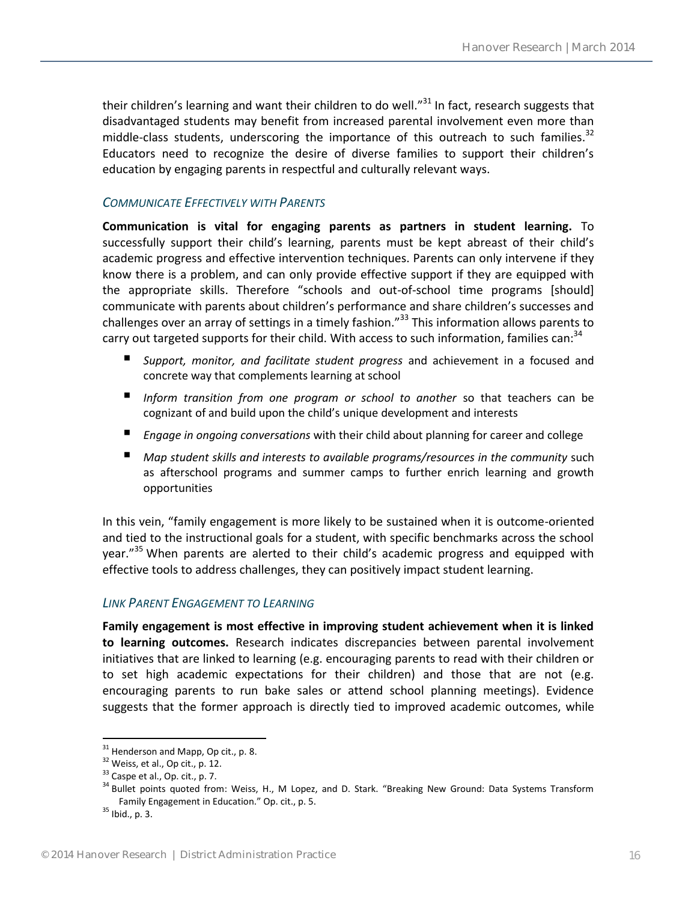their children's learning and want their children to do well."[31] In fact, research suggests that disadvantaged students may benefit from increased parental involvement even more than middle-class students, underscoring the importance of this outreach to such families.[32] Educators need to recognize the desire of diverse families to support their children's education by engaging parents in respectful and culturally relevant ways.

### *COMMUNICATE EFFECTIVELY WITH PARENTS*

**Communication is vital for engaging parents as partners in student learning.** To successfully support their child's learning, parents must be kept abreast of their child's academic progress and effective intervention techniques. Parents can only intervene if they know there is a problem, and can only provide effective support if they are equipped with the appropriate skills. Therefore "schools and out-of-school time programs [should] communicate with parents about children's performance and share children's successes and challenges over an array of settings in a timely fashion."[33] This information allows parents to carry out targeted supports for their child. With access to such information, families can:[34]

- *Support, monitor, and facilitate student progress* and achievement in a focused and concrete way that complements learning at school
- *Inform transition from one program or school to another* so that teachers can be cognizant of and build upon the child's unique development and interests
- *Engage in ongoing conversations* with their child about planning for career and college
- *Map student skills and interests to available programs/resources in the community* such as afterschool programs and summer camps to further enrich learning and growth opportunities

In this vein, "family engagement is more likely to be sustained when it is outcome-oriented and tied to the instructional goals for a student, with specific benchmarks across the school year."[35] When parents are alerted to their child's academic progress and equipped with effective tools to address challenges, they can positively impact student learning.

### *LINK PARENT ENGAGEMENT TO LEARNING*

**Family engagement is most effective in improving student achievement when it is linked to learning outcomes.** Research indicates discrepancies between parental involvement initiatives that are linked to learning (e.g. encouraging parents to read with their children or to set high academic expectations for their children) and those that are not (e.g. encouraging parents to run bake sales or attend school planning meetings). Evidence suggests that the former approach is directly tied to improved academic outcomes, while

---

[31] Henderson and Mapp, Op cit., p. 8.

[32] Weiss, et al., Op cit., p. 12.

[33] Caspe et al., Op. cit., p. 7.

[34] Bullet points quoted from: Weiss, H., M Lopez, and D. Stark. "Breaking New Ground: Data Systems Transform Family Engagement in Education." Op. cit., p. 5.

[35] Ibid., p. 3.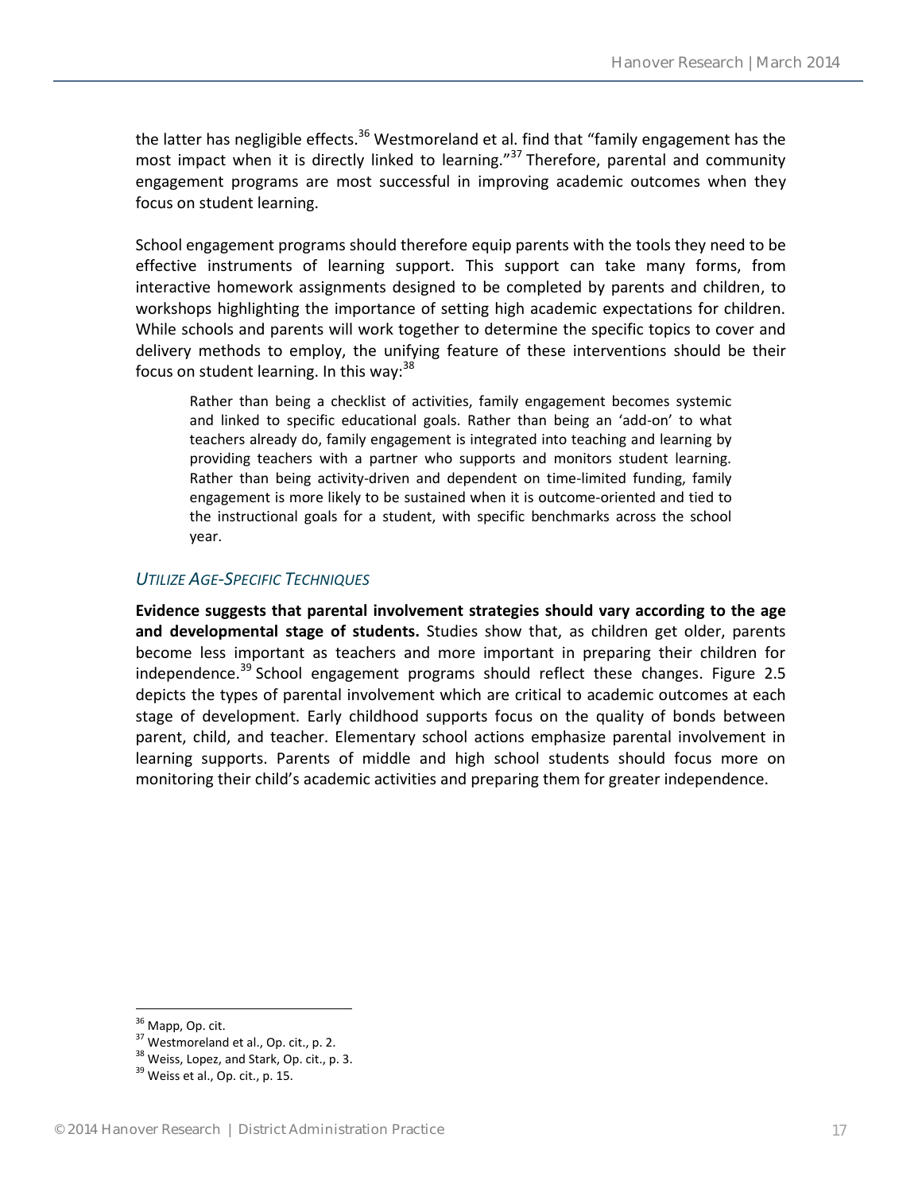the latter has negligible effects.[36] Westmoreland et al. find that "family engagement has the most impact when it is directly linked to learning."[37] Therefore, parental and community engagement programs are most successful in improving academic outcomes when they focus on student learning.

School engagement programs should therefore equip parents with the tools they need to be effective instruments of learning support. This support can take many forms, from interactive homework assignments designed to be completed by parents and children, to workshops highlighting the importance of setting high academic expectations for children. While schools and parents will work together to determine the specific topics to cover and delivery methods to employ, the unifying feature of these interventions should be their focus on student learning. In this way:[38]

> Rather than being a checklist of activities, family engagement becomes systemic and linked to specific educational goals. Rather than being an 'add-on' to what teachers already do, family engagement is integrated into teaching and learning by providing teachers with a partner who supports and monitors student learning. Rather than being activity-driven and dependent on time-limited funding, family engagement is more likely to be sustained when it is outcome-oriented and tied to the instructional goals for a student, with specific benchmarks across the school year.

### *UTILIZE AGE-SPECIFIC TECHNIQUES*

**Evidence suggests that parental involvement strategies should vary according to the age and developmental stage of students.** Studies show that, as children get older, parents become less important as teachers and more important in preparing their children for independence.[39] School engagement programs should reflect these changes. Figure 2.5 depicts the types of parental involvement which are critical to academic outcomes at each stage of development. Early childhood supports focus on the quality of bonds between parent, child, and teacher. Elementary school actions emphasize parental involvement in learning supports. Parents of middle and high school students should focus more on monitoring their child's academic activities and preparing them for greater independence.

---

[36] Mapp, Op. cit.
[37] Westmoreland et al., Op. cit., p. 2.
[38] Weiss, Lopez, and Stark, Op. cit., p. 3.
[39] Weiss et al., Op. cit., p. 15.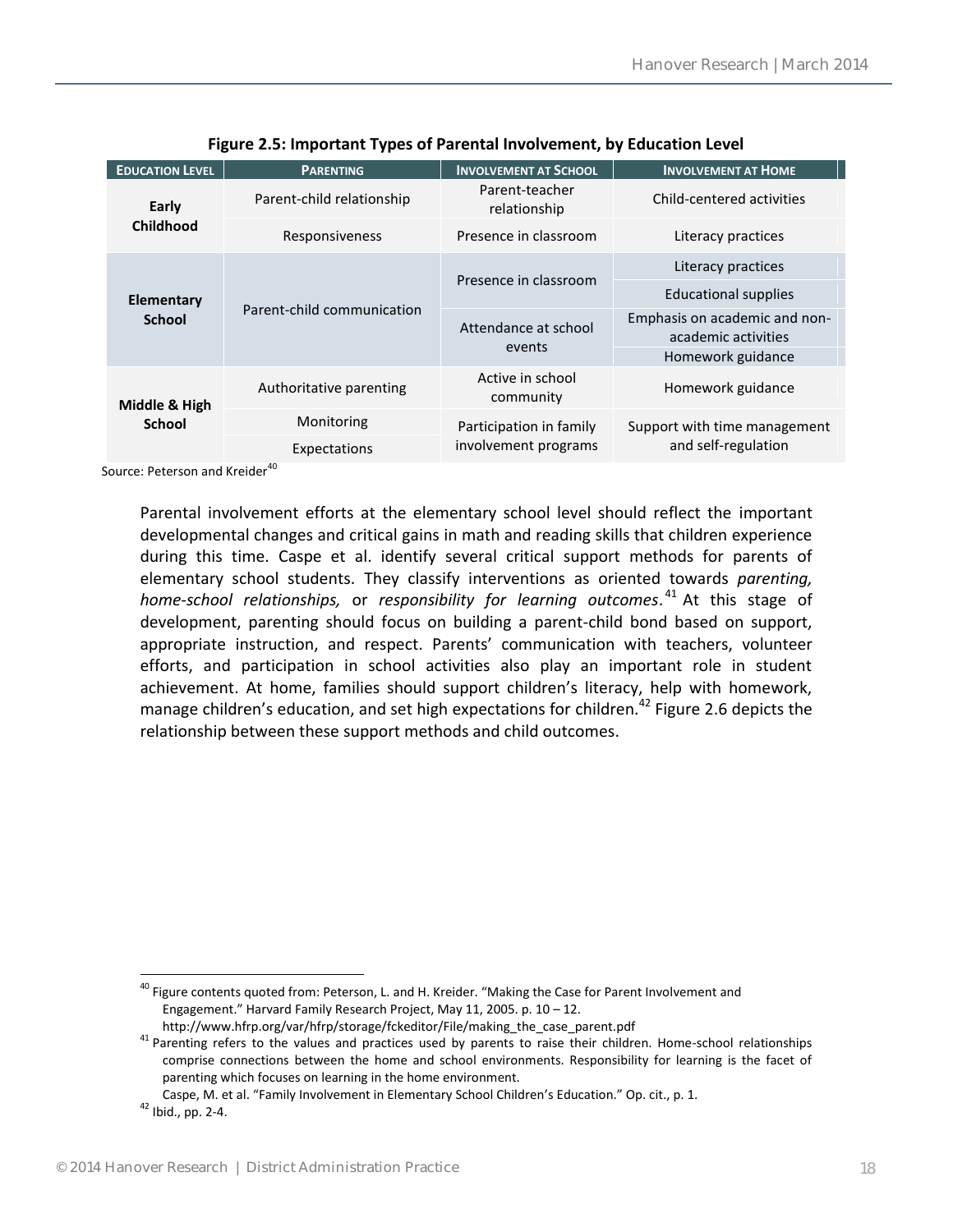**Figure 2.5: Important Types of Parental Involvement, by Education Level**

| Education Level | Parenting | Involvement at School | Involvement at Home |
|---|---|---|---|
| Early Childhood | Parent-child relationship | Parent-teacher relationship | Child-centered activities |
| | Responsiveness | Presence in classroom | Literacy practices |
| Elementary School | Parent-child communication | Presence in classroom | Literacy practices |
| | | | Educational supplies |
| | | Attendance at school events | Emphasis on academic and non-academic activities |
| | | | Homework guidance |
| Middle & High School | Authoritative parenting | Active in school community | Homework guidance |
| | Monitoring | Participation in family involvement programs | Support with time management and self-regulation |
| | Expectations | | |

Source: Peterson and Kreider[40]

Parental involvement efforts at the elementary school level should reflect the important developmental changes and critical gains in math and reading skills that children experience during this time. Caspe et al. identify several critical support methods for parents of elementary school students. They classify interventions as oriented towards *parenting, home-school relationships,* or *responsibility for learning outcomes*.[41] At this stage of development, parenting should focus on building a parent-child bond based on support, appropriate instruction, and respect. Parents' communication with teachers, volunteer efforts, and participation in school activities also play an important role in student achievement. At home, families should support children's literacy, help with homework, manage children's education, and set high expectations for children.[42] Figure 2.6 depicts the relationship between these support methods and child outcomes.

---

[40] Figure contents quoted from: Peterson, L. and H. Kreider. "Making the Case for Parent Involvement and Engagement." Harvard Family Research Project, May 11, 2005. p. 10 – 12. http://www.hfrp.org/var/hfrp/storage/fckeditor/File/making_the_case_parent.pdf

[41] Parenting refers to the values and practices used by parents to raise their children. Home-school relationships comprise connections between the home and school environments. Responsibility for learning is the facet of parenting which focuses on learning in the home environment.
Caspe, M. et al. "Family Involvement in Elementary School Children's Education." Op. cit., p. 1.

[42] Ibid., pp. 2-4.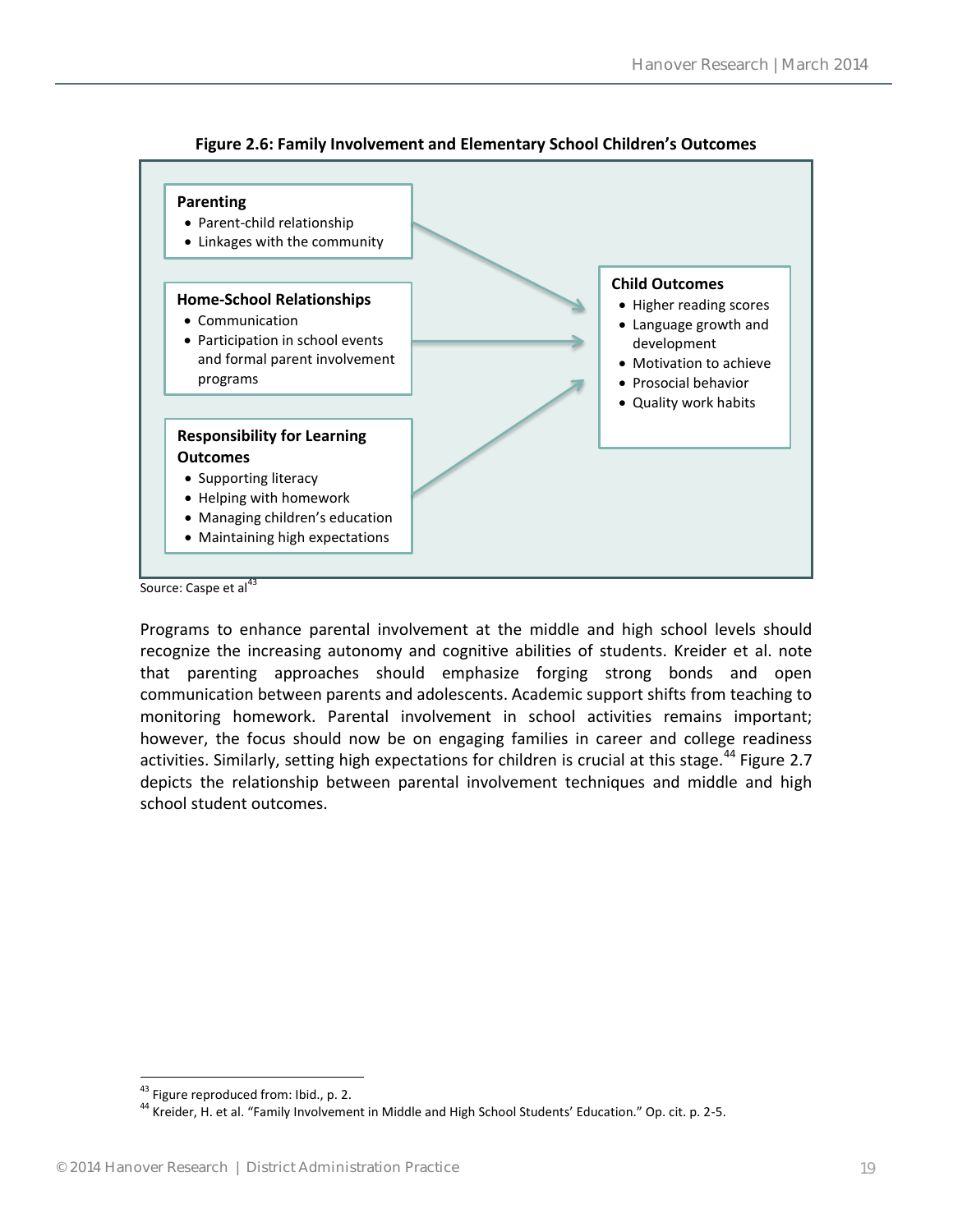**Figure 2.6: Family Involvement and Elementary School Children's Outcomes**

**Parenting**
- Parent-child relationship
- Linkages with the community

**Home-School Relationships**
- Communication
- Participation in school events and formal parent involvement programs

**Responsibility for Learning Outcomes**
- Supporting literacy
- Helping with homework
- Managing children's education
- Maintaining high expectations

→

**Child Outcomes**
- Higher reading scores
- Language growth and development
- Motivation to achieve
- Prosocial behavior
- Quality work habits

Source: Caspe et al[43]

Programs to enhance parental involvement at the middle and high school levels should recognize the increasing autonomy and cognitive abilities of students. Kreider et al. note that parenting approaches should emphasize forging strong bonds and open communication between parents and adolescents. Academic support shifts from teaching to monitoring homework. Parental involvement in school activities remains important; however, the focus should now be on engaging families in career and college readiness activities. Similarly, setting high expectations for children is crucial at this stage.[44] Figure 2.7 depicts the relationship between parental involvement techniques and middle and high school student outcomes.

---

[43] Figure reproduced from: Ibid., p. 2.

[44] Kreider, H. et al. "Family Involvement in Middle and High School Students' Education." Op. cit. p. 2-5.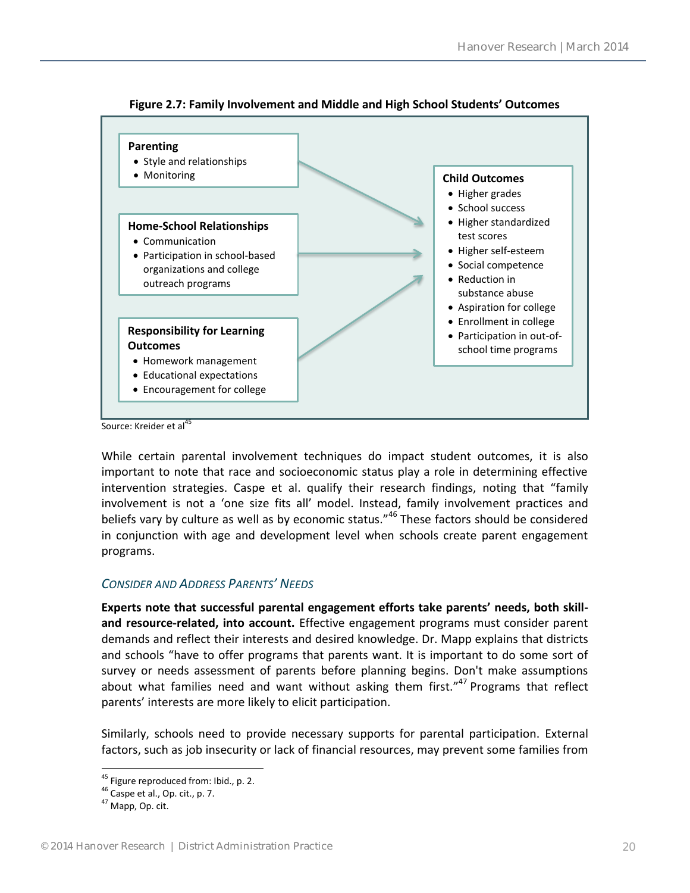**Figure 2.7: Family Involvement and Middle and High School Students' Outcomes**

**Parenting**
- Style and relationships
- Monitoring

**Home-School Relationships**
- Communication
- Participation in school-based organizations and college outreach programs

**Responsibility for Learning Outcomes**
- Homework management
- Educational expectations
- Encouragement for college

**Child Outcomes**
- Higher grades
- School success
- Higher standardized test scores
- Higher self-esteem
- Social competence
- Reduction in substance abuse
- Aspiration for college
- Enrollment in college
- Participation in out-of-school time programs

Source: Kreider et al[45]

While certain parental involvement techniques do impact student outcomes, it is also important to note that race and socioeconomic status play a role in determining effective intervention strategies. Caspe et al. qualify their research findings, noting that "family involvement is not a 'one size fits all' model. Instead, family involvement practices and beliefs vary by culture as well as by economic status."[46] These factors should be considered in conjunction with age and development level when schools create parent engagement programs.

### *Consider and Address Parents' Needs*

**Experts note that successful parental engagement efforts take parents' needs, both skill- and resource-related, into account.** Effective engagement programs must consider parent demands and reflect their interests and desired knowledge. Dr. Mapp explains that districts and schools "have to offer programs that parents want. It is important to do some sort of survey or needs assessment of parents before planning begins. Don't make assumptions about what families need and want without asking them first."[47] Programs that reflect parents' interests are more likely to elicit participation.

Similarly, schools need to provide necessary supports for parental participation. External factors, such as job insecurity or lack of financial resources, may prevent some families from

---

[45] Figure reproduced from: Ibid., p. 2.
[46] Caspe et al., Op. cit., p. 7.
[47] Mapp, Op. cit.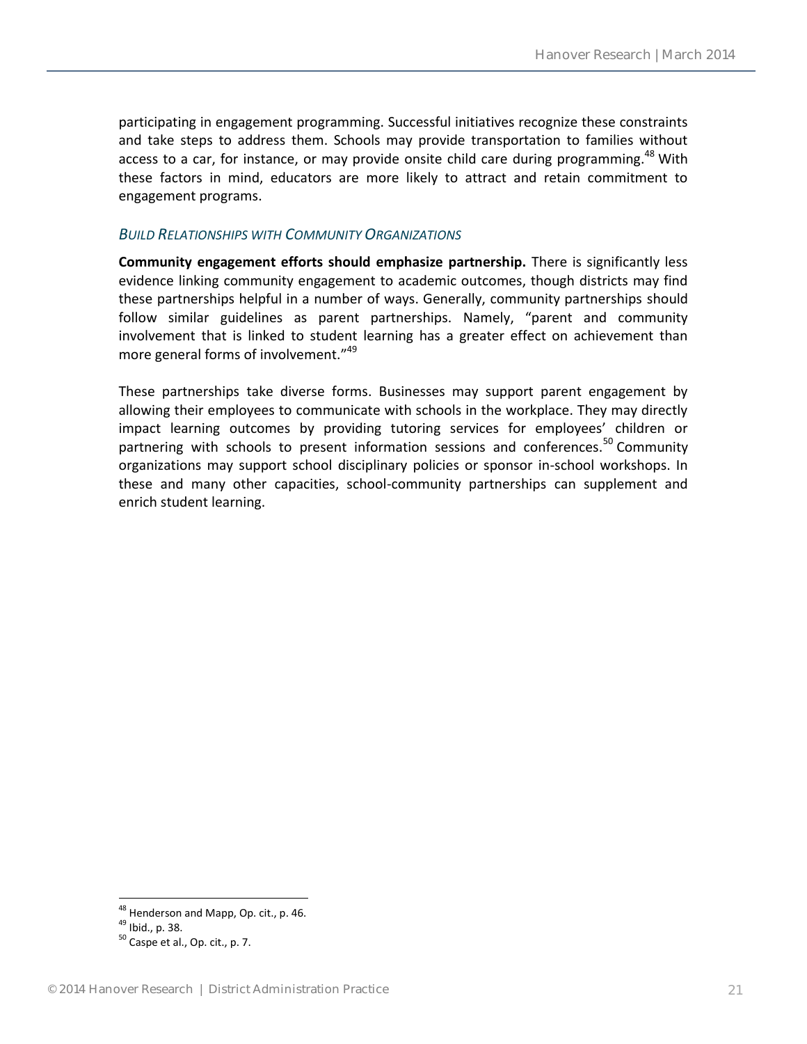participating in engagement programming. Successful initiatives recognize these constraints and take steps to address them. Schools may provide transportation to families without access to a car, for instance, or may provide onsite child care during programming.[48] With these factors in mind, educators are more likely to attract and retain commitment to engagement programs.

### *BUILD RELATIONSHIPS WITH COMMUNITY ORGANIZATIONS*

**Community engagement efforts should emphasize partnership.** There is significantly less evidence linking community engagement to academic outcomes, though districts may find these partnerships helpful in a number of ways. Generally, community partnerships should follow similar guidelines as parent partnerships. Namely, "parent and community involvement that is linked to student learning has a greater effect on achievement than more general forms of involvement."[49]

These partnerships take diverse forms. Businesses may support parent engagement by allowing their employees to communicate with schools in the workplace. They may directly impact learning outcomes by providing tutoring services for employees' children or partnering with schools to present information sessions and conferences.[50] Community organizations may support school disciplinary policies or sponsor in-school workshops. In these and many other capacities, school-community partnerships can supplement and enrich student learning.

---

[48] Henderson and Mapp, Op. cit., p. 46.
[49] Ibid., p. 38.
[50] Caspe et al., Op. cit., p. 7.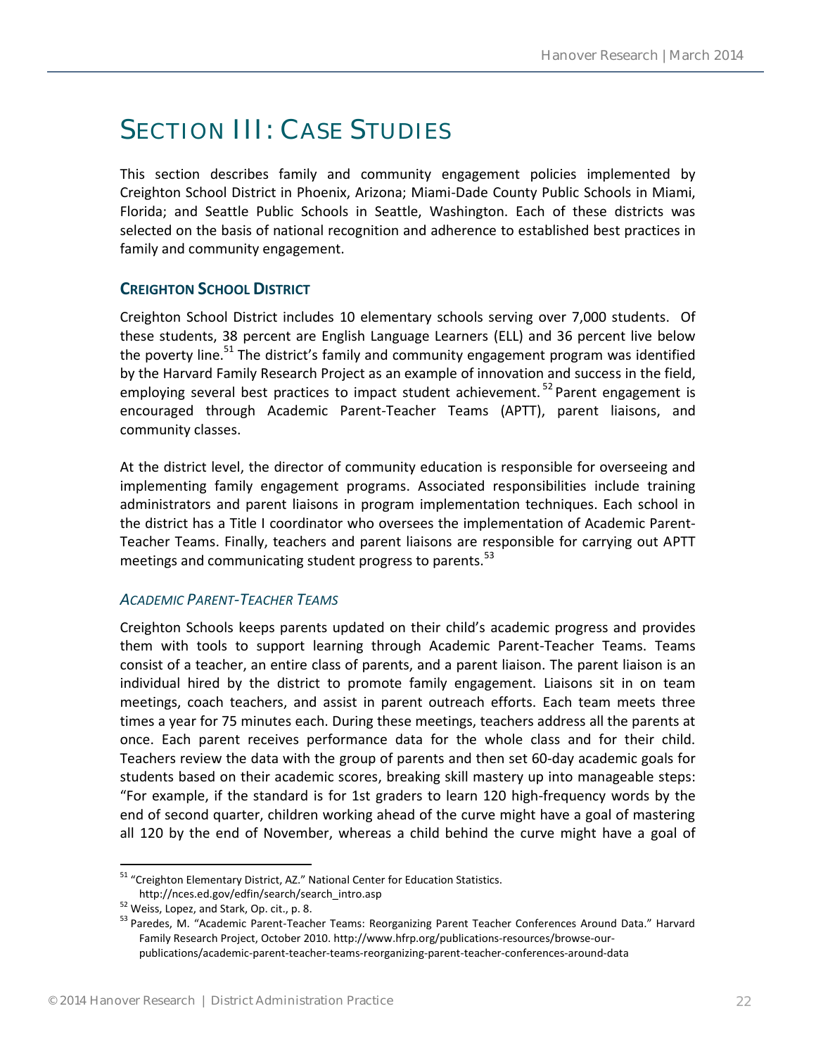# SECTION III: CASE STUDIES

This section describes family and community engagement policies implemented by Creighton School District in Phoenix, Arizona; Miami-Dade County Public Schools in Miami, Florida; and Seattle Public Schools in Seattle, Washington. Each of these districts was selected on the basis of national recognition and adherence to established best practices in family and community engagement.

## CREIGHTON SCHOOL DISTRICT

Creighton School District includes 10 elementary schools serving over 7,000 students. Of these students, 38 percent are English Language Learners (ELL) and 36 percent live below the poverty line.[51] The district's family and community engagement program was identified by the Harvard Family Research Project as an example of innovation and success in the field, employing several best practices to impact student achievement.[52] Parent engagement is encouraged through Academic Parent-Teacher Teams (APTT), parent liaisons, and community classes.

At the district level, the director of community education is responsible for overseeing and implementing family engagement programs. Associated responsibilities include training administrators and parent liaisons in program implementation techniques. Each school in the district has a Title I coordinator who oversees the implementation of Academic Parent-Teacher Teams. Finally, teachers and parent liaisons are responsible for carrying out APTT meetings and communicating student progress to parents.[53]

### *ACADEMIC PARENT-TEACHER TEAMS*

Creighton Schools keeps parents updated on their child's academic progress and provides them with tools to support learning through Academic Parent-Teacher Teams. Teams consist of a teacher, an entire class of parents, and a parent liaison. The parent liaison is an individual hired by the district to promote family engagement. Liaisons sit in on team meetings, coach teachers, and assist in parent outreach efforts. Each team meets three times a year for 75 minutes each. During these meetings, teachers address all the parents at once. Each parent receives performance data for the whole class and for their child. Teachers review the data with the group of parents and then set 60-day academic goals for students based on their academic scores, breaking skill mastery up into manageable steps: "For example, if the standard is for 1st graders to learn 120 high-frequency words by the end of second quarter, children working ahead of the curve might have a goal of mastering all 120 by the end of November, whereas a child behind the curve might have a goal of

---

[51] "Creighton Elementary District, AZ." National Center for Education Statistics. http://nces.ed.gov/edfin/search/search_intro.asp

[52] Weiss, Lopez, and Stark, Op. cit., p. 8.

[53] Paredes, M. "Academic Parent-Teacher Teams: Reorganizing Parent Teacher Conferences Around Data." Harvard Family Research Project, October 2010. http://www.hfrp.org/publications-resources/browse-our-publications/academic-parent-teacher-teams-reorganizing-parent-teacher-conferences-around-data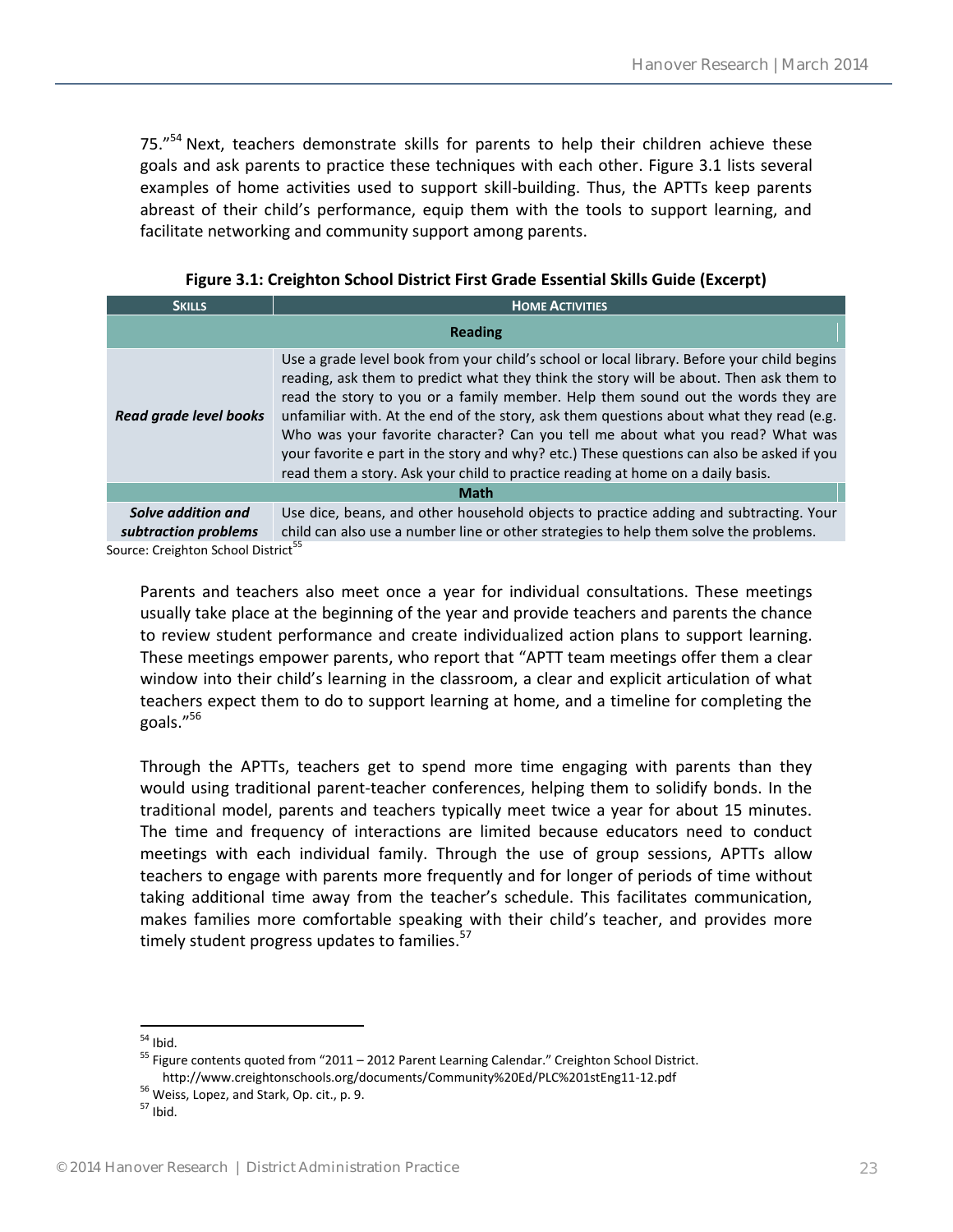75."[54] Next, teachers demonstrate skills for parents to help their children achieve these goals and ask parents to practice these techniques with each other. Figure 3.1 lists several examples of home activities used to support skill-building. Thus, the APTTs keep parents abreast of their child's performance, equip them with the tools to support learning, and facilitate networking and community support among parents.

**Figure 3.1: Creighton School District First Grade Essential Skills Guide (Excerpt)**

| SKILLS | HOME ACTIVITIES |
|---|---|
| **Reading** | |
| ***Read grade level books*** | Use a grade level book from your child's school or local library. Before your child begins reading, ask them to predict what they think the story will be about. Then ask them to read the story to you or a family member. Help them sound out the words they are unfamiliar with. At the end of the story, ask them questions about what they read (e.g. Who was your favorite character? Can you tell me about what you read? What was your favorite e part in the story and why? etc.) These questions can also be asked if you read them a story. Ask your child to practice reading at home on a daily basis. |
| **Math** | |
| ***Solve addition and subtraction problems*** | Use dice, beans, and other household objects to practice adding and subtracting. Your child can also use a number line or other strategies to help them solve the problems. |

Source: Creighton School District[55]

Parents and teachers also meet once a year for individual consultations. These meetings usually take place at the beginning of the year and provide teachers and parents the chance to review student performance and create individualized action plans to support learning. These meetings empower parents, who report that "APTT team meetings offer them a clear window into their child's learning in the classroom, a clear and explicit articulation of what teachers expect them to do to support learning at home, and a timeline for completing the goals."[56]

Through the APTTs, teachers get to spend more time engaging with parents than they would using traditional parent-teacher conferences, helping them to solidify bonds. In the traditional model, parents and teachers typically meet twice a year for about 15 minutes. The time and frequency of interactions are limited because educators need to conduct meetings with each individual family. Through the use of group sessions, APTTs allow teachers to engage with parents more frequently and for longer of periods of time without taking additional time away from the teacher's schedule. This facilitates communication, makes families more comfortable speaking with their child's teacher, and provides more timely student progress updates to families.[57]

---

[54] Ibid.

[55] Figure contents quoted from "2011 – 2012 Parent Learning Calendar." Creighton School District. http://www.creightonschools.org/documents/Community%20Ed/PLC%201stEng11-12.pdf

[56] Weiss, Lopez, and Stark, Op. cit., p. 9.

[57] Ibid.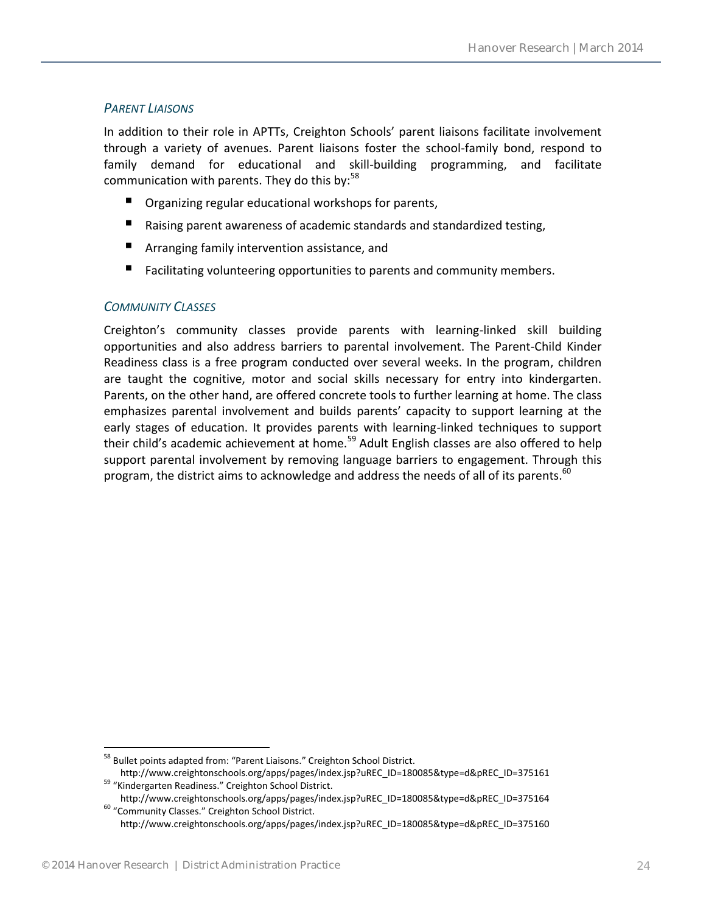### *PARENT LIAISONS*

In addition to their role in APTTs, Creighton Schools' parent liaisons facilitate involvement through a variety of avenues. Parent liaisons foster the school-family bond, respond to family demand for educational and skill-building programming, and facilitate communication with parents. They do this by:[58]

- Organizing regular educational workshops for parents,
- Raising parent awareness of academic standards and standardized testing,
- Arranging family intervention assistance, and
- Facilitating volunteering opportunities to parents and community members.

### *COMMUNITY CLASSES*

Creighton's community classes provide parents with learning-linked skill building opportunities and also address barriers to parental involvement. The Parent-Child Kinder Readiness class is a free program conducted over several weeks. In the program, children are taught the cognitive, motor and social skills necessary for entry into kindergarten. Parents, on the other hand, are offered concrete tools to further learning at home. The class emphasizes parental involvement and builds parents' capacity to support learning at the early stages of education. It provides parents with learning-linked techniques to support their child's academic achievement at home.[59] Adult English classes are also offered to help support parental involvement by removing language barriers to engagement. Through this program, the district aims to acknowledge and address the needs of all of its parents.[60]

---

[58] Bullet points adapted from: "Parent Liaisons." Creighton School District. http://www.creightonschools.org/apps/pages/index.jsp?uREC_ID=180085&type=d&pREC_ID=375161

[59] "Kindergarten Readiness." Creighton School District. http://www.creightonschools.org/apps/pages/index.jsp?uREC_ID=180085&type=d&pREC_ID=375164

[60] "Community Classes." Creighton School District. http://www.creightonschools.org/apps/pages/index.jsp?uREC_ID=180085&type=d&pREC_ID=375160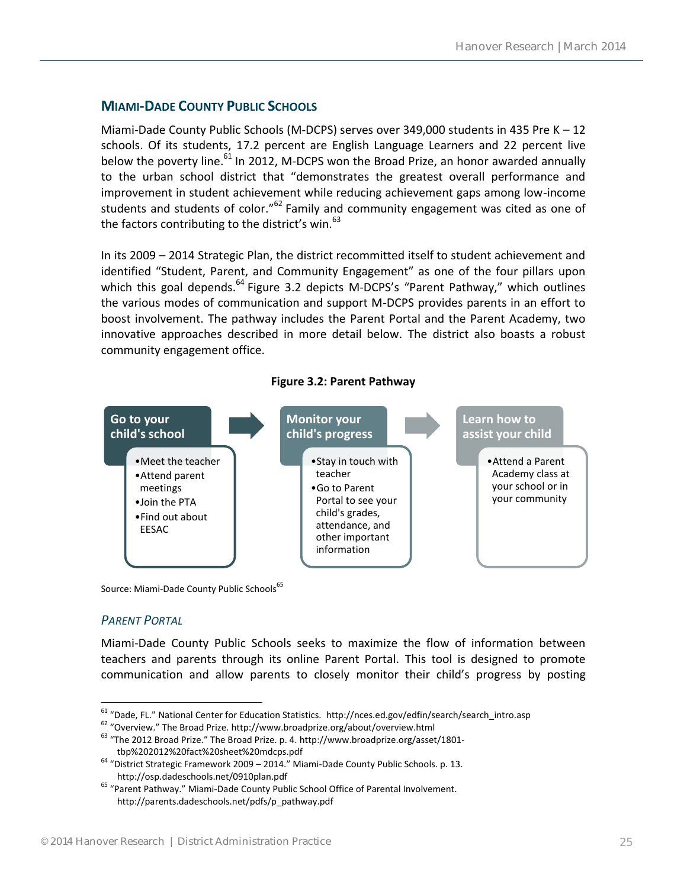## MIAMI-DADE COUNTY PUBLIC SCHOOLS

Miami-Dade County Public Schools (M-DCPS) serves over 349,000 students in 435 Pre K – 12 schools. Of its students, 17.2 percent are English Language Learners and 22 percent live below the poverty line.[61] In 2012, M-DCPS won the Broad Prize, an honor awarded annually to the urban school district that "demonstrates the greatest overall performance and improvement in student achievement while reducing achievement gaps among low-income students and students of color."[62] Family and community engagement was cited as one of the factors contributing to the district's win.[63]

In its 2009 – 2014 Strategic Plan, the district recommitted itself to student achievement and identified "Student, Parent, and Community Engagement" as one of the four pillars upon which this goal depends.[64] Figure 3.2 depicts M-DCPS's "Parent Pathway," which outlines the various modes of communication and support M-DCPS provides parents in an effort to boost involvement. The pathway includes the Parent Portal and the Parent Academy, two innovative approaches described in more detail below. The district also boasts a robust community engagement office.

**Figure 3.2: Parent Pathway**

**Go to your child's school**
- Meet the teacher
- Attend parent meetings
- Join the PTA
- Find out about EESAC

**Monitor your child's progress**
- Stay in touch with teacher
- Go to Parent Portal to see your child's grades, attendance, and other important information

**Learn how to assist your child**
- Attend a Parent Academy class at your school or in your community

Source: Miami-Dade County Public Schools[65]

### *PARENT PORTAL*

Miami-Dade County Public Schools seeks to maximize the flow of information between teachers and parents through its online Parent Portal. This tool is designed to promote communication and allow parents to closely monitor their child's progress by posting

---

[61] "Dade, FL." National Center for Education Statistics. http://nces.ed.gov/edfin/search/search_intro.asp

[62] "Overview." The Broad Prize. http://www.broadprize.org/about/overview.html

[63] "The 2012 Broad Prize." The Broad Prize. p. 4. http://www.broadprize.org/asset/1801-tbp%202012%20fact%20sheet%20mdcps.pdf

[64] "District Strategic Framework 2009 – 2014." Miami-Dade County Public Schools. p. 13. http://osp.dadeschools.net/0910plan.pdf

[65] "Parent Pathway." Miami-Dade County Public School Office of Parental Involvement. http://parents.dadeschools.net/pdfs/p_pathway.pdf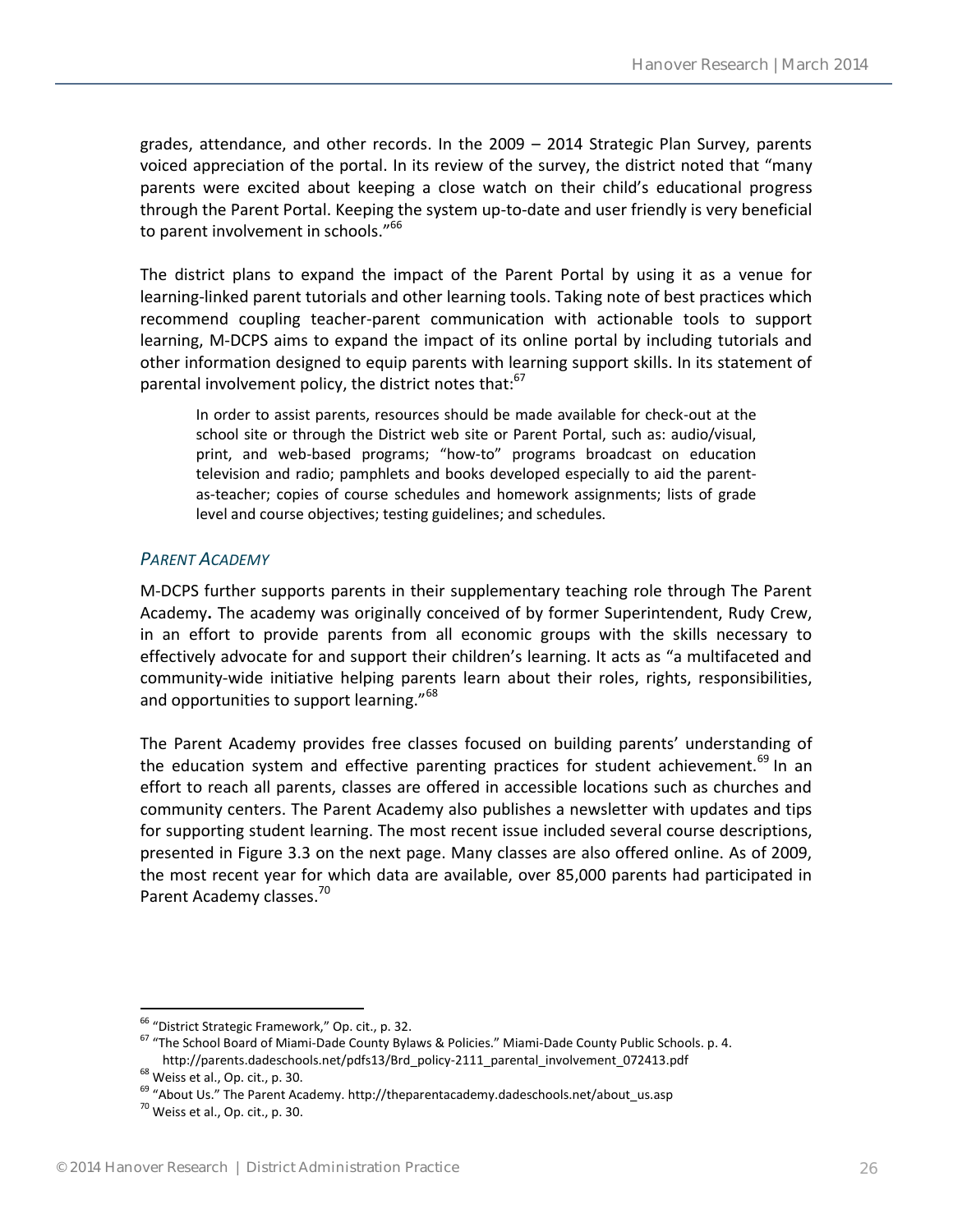grades, attendance, and other records. In the 2009 – 2014 Strategic Plan Survey, parents voiced appreciation of the portal. In its review of the survey, the district noted that "many parents were excited about keeping a close watch on their child's educational progress through the Parent Portal. Keeping the system up-to-date and user friendly is very beneficial to parent involvement in schools."[66]

The district plans to expand the impact of the Parent Portal by using it as a venue for learning-linked parent tutorials and other learning tools. Taking note of best practices which recommend coupling teacher-parent communication with actionable tools to support learning, M-DCPS aims to expand the impact of its online portal by including tutorials and other information designed to equip parents with learning support skills. In its statement of parental involvement policy, the district notes that:[67]

> In order to assist parents, resources should be made available for check-out at the school site or through the District web site or Parent Portal, such as: audio/visual, print, and web-based programs; "how-to" programs broadcast on education television and radio; pamphlets and books developed especially to aid the parent-as-teacher; copies of course schedules and homework assignments; lists of grade level and course objectives; testing guidelines; and schedules.

### *PARENT ACADEMY*

M-DCPS further supports parents in their supplementary teaching role through The Parent Academy**.** The academy was originally conceived of by former Superintendent, Rudy Crew, in an effort to provide parents from all economic groups with the skills necessary to effectively advocate for and support their children's learning. It acts as "a multifaceted and community-wide initiative helping parents learn about their roles, rights, responsibilities, and opportunities to support learning."[68]

The Parent Academy provides free classes focused on building parents' understanding of the education system and effective parenting practices for student achievement.[69] In an effort to reach all parents, classes are offered in accessible locations such as churches and community centers. The Parent Academy also publishes a newsletter with updates and tips for supporting student learning. The most recent issue included several course descriptions, presented in Figure 3.3 on the next page. Many classes are also offered online. As of 2009, the most recent year for which data are available, over 85,000 parents had participated in Parent Academy classes.[70]

---

[66] "District Strategic Framework," Op. cit., p. 32.

[67] "The School Board of Miami-Dade County Bylaws & Policies." Miami-Dade County Public Schools. p. 4. http://parents.dadeschools.net/pdfs13/Brd_policy-2111_parental_involvement_072413.pdf

[68] Weiss et al., Op. cit., p. 30.

[69] "About Us." The Parent Academy. http://theparentacademy.dadeschools.net/about_us.asp

[70] Weiss et al., Op. cit., p. 30.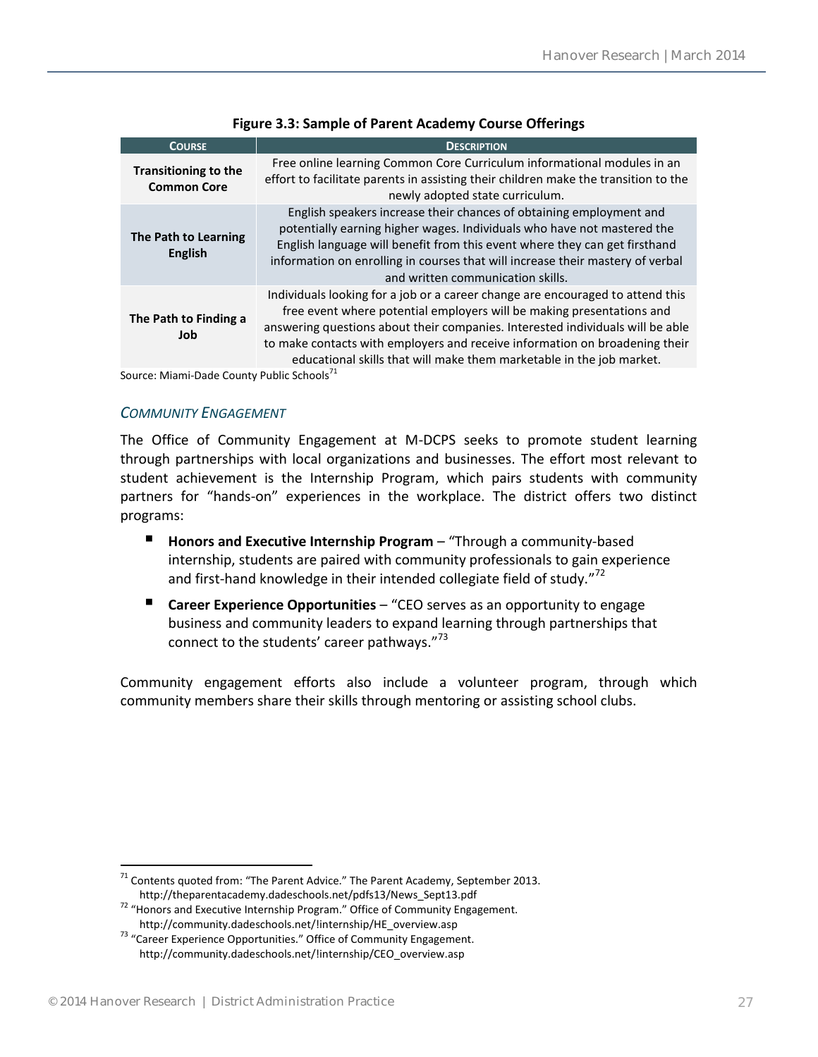**Figure 3.3: Sample of Parent Academy Course Offerings**

| Course | Description |
|---|---|
| **Transitioning to the Common Core** | Free online learning Common Core Curriculum informational modules in an effort to facilitate parents in assisting their children make the transition to the newly adopted state curriculum. |
| **The Path to Learning English** | English speakers increase their chances of obtaining employment and potentially earning higher wages. Individuals who have not mastered the English language will benefit from this event where they can get firsthand information on enrolling in courses that will increase their mastery of verbal and written communication skills. |
| **The Path to Finding a Job** | Individuals looking for a job or a career change are encouraged to attend this free event where potential employers will be making presentations and answering questions about their companies. Interested individuals will be able to make contacts with employers and receive information on broadening their educational skills that will make them marketable in the job market. |

Source: Miami-Dade County Public Schools[71]

### *COMMUNITY ENGAGEMENT*

The Office of Community Engagement at M-DCPS seeks to promote student learning through partnerships with local organizations and businesses. The effort most relevant to student achievement is the Internship Program, which pairs students with community partners for "hands-on" experiences in the workplace. The district offers two distinct programs:

- **Honors and Executive Internship Program** – "Through a community-based internship, students are paired with community professionals to gain experience and first-hand knowledge in their intended collegiate field of study."[72]
- **Career Experience Opportunities** – "CEO serves as an opportunity to engage business and community leaders to expand learning through partnerships that connect to the students' career pathways."[73]

Community engagement efforts also include a volunteer program, through which community members share their skills through mentoring or assisting school clubs.

---

[71] Contents quoted from: "The Parent Advice." The Parent Academy, September 2013. http://theparentacademy.dadeschools.net/pdfs13/News_Sept13.pdf

[72] "Honors and Executive Internship Program." Office of Community Engagement. http://community.dadeschools.net/!internship/HE_overview.asp

[73] "Career Experience Opportunities." Office of Community Engagement. http://community.dadeschools.net/!internship/CEO_overview.asp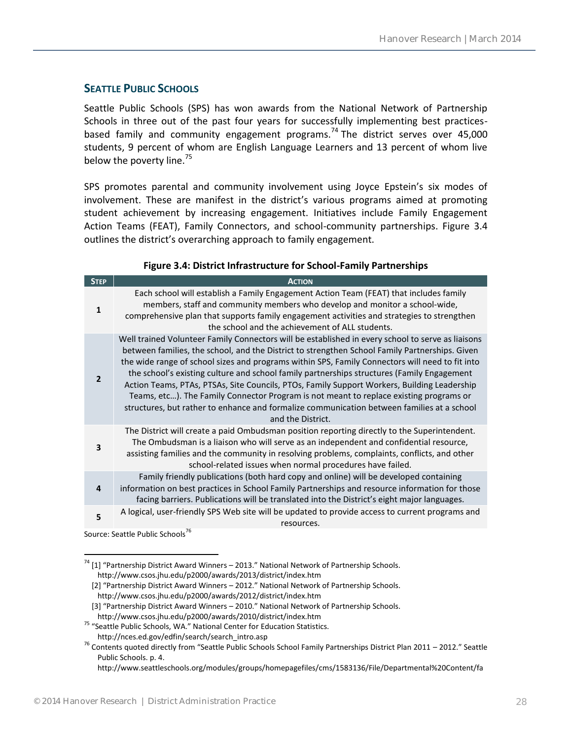## SEATTLE PUBLIC SCHOOLS

Seattle Public Schools (SPS) has won awards from the National Network of Partnership Schools in three out of the past four years for successfully implementing best practices-based family and community engagement programs.[74] The district serves over 45,000 students, 9 percent of whom are English Language Learners and 13 percent of whom live below the poverty line.[75]

SPS promotes parental and community involvement using Joyce Epstein's six modes of involvement. These are manifest in the district's various programs aimed at promoting student achievement by increasing engagement. Initiatives include Family Engagement Action Teams (FEAT), Family Connectors, and school-community partnerships. Figure 3.4 outlines the district's overarching approach to family engagement.

**Figure 3.4: District Infrastructure for School-Family Partnerships**

| STEP | ACTION |
|---|---|
| 1 | Each school will establish a Family Engagement Action Team (FEAT) that includes family members, staff and community members who develop and monitor a school-wide, comprehensive plan that supports family engagement activities and strategies to strengthen the school and the achievement of ALL students. |
| 2 | Well trained Volunteer Family Connectors will be established in every school to serve as liaisons between families, the school, and the District to strengthen School Family Partnerships. Given the wide range of school sizes and programs within SPS, Family Connectors will need to fit into the school's existing culture and school family partnerships structures (Family Engagement Action Teams, PTAs, PTSAs, Site Councils, PTOs, Family Support Workers, Building Leadership Teams, etc…). The Family Connector Program is not meant to replace existing programs or structures, but rather to enhance and formalize communication between families at a school and the District. |
| 3 | The District will create a paid Ombudsman position reporting directly to the Superintendent. The Ombudsman is a liaison who will serve as an independent and confidential resource, assisting families and the community in resolving problems, complaints, conflicts, and other school-related issues when normal procedures have failed. |
| 4 | Family friendly publications (both hard copy and online) will be developed containing information on best practices in School Family Partnerships and resource information for those facing barriers. Publications will be translated into the District's eight major languages. |
| 5 | A logical, user-friendly SPS Web site will be updated to provide access to current programs and resources. |

Source: Seattle Public Schools[76]

---

[74] [1] "Partnership District Award Winners – 2013." National Network of Partnership Schools. http://www.csos.jhu.edu/p2000/awards/2013/district/index.htm
[2] "Partnership District Award Winners – 2012." National Network of Partnership Schools. http://www.csos.jhu.edu/p2000/awards/2012/district/index.htm
[3] "Partnership District Award Winners – 2010." National Network of Partnership Schools. http://www.csos.jhu.edu/p2000/awards/2010/district/index.htm

[75] "Seattle Public Schools, WA." National Center for Education Statistics. http://nces.ed.gov/edfin/search/search_intro.asp

[76] Contents quoted directly from "Seattle Public Schools School Family Partnerships District Plan 2011 – 2012." Seattle Public Schools. p. 4. http://www.seattleschools.org/modules/groups/homepagefiles/cms/1583136/File/Departmental%20Content/fa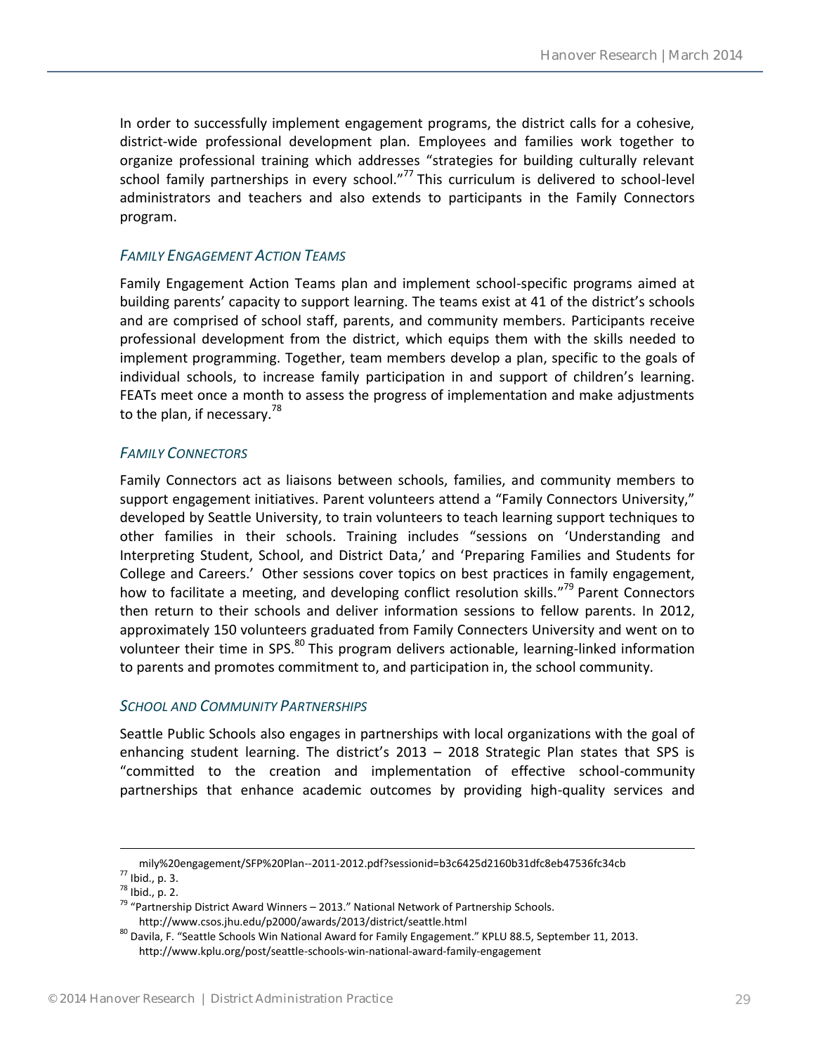In order to successfully implement engagement programs, the district calls for a cohesive, district-wide professional development plan. Employees and families work together to organize professional training which addresses "strategies for building culturally relevant school family partnerships in every school."[77] This curriculum is delivered to school-level administrators and teachers and also extends to participants in the Family Connectors program.

### *Family Engagement Action Teams*

Family Engagement Action Teams plan and implement school-specific programs aimed at building parents' capacity to support learning. The teams exist at 41 of the district's schools and are comprised of school staff, parents, and community members. Participants receive professional development from the district, which equips them with the skills needed to implement programming. Together, team members develop a plan, specific to the goals of individual schools, to increase family participation in and support of children's learning. FEATs meet once a month to assess the progress of implementation and make adjustments to the plan, if necessary.[78]

### *Family Connectors*

Family Connectors act as liaisons between schools, families, and community members to support engagement initiatives. Parent volunteers attend a "Family Connectors University," developed by Seattle University, to train volunteers to teach learning support techniques to other families in their schools. Training includes "sessions on 'Understanding and Interpreting Student, School, and District Data,' and 'Preparing Families and Students for College and Careers.' Other sessions cover topics on best practices in family engagement, how to facilitate a meeting, and developing conflict resolution skills."[79] Parent Connectors then return to their schools and deliver information sessions to fellow parents. In 2012, approximately 150 volunteers graduated from Family Connecters University and went on to volunteer their time in SPS.[80] This program delivers actionable, learning-linked information to parents and promotes commitment to, and participation in, the school community.

### *School and Community Partnerships*

Seattle Public Schools also engages in partnerships with local organizations with the goal of enhancing student learning. The district's 2013 – 2018 Strategic Plan states that SPS is "committed to the creation and implementation of effective school-community partnerships that enhance academic outcomes by providing high-quality services and

---

mily%20engagement/SFP%20Plan--2011-2012.pdf?sessionid=b3c6425d2160b31dfc8eb47536fc34cb

[77] Ibid., p. 3.

[78] Ibid., p. 2.

[79] "Partnership District Award Winners – 2013." National Network of Partnership Schools. http://www.csos.jhu.edu/p2000/awards/2013/district/seattle.html

[80] Davila, F. "Seattle Schools Win National Award for Family Engagement." KPLU 88.5, September 11, 2013. http://www.kplu.org/post/seattle-schools-win-national-award-family-engagement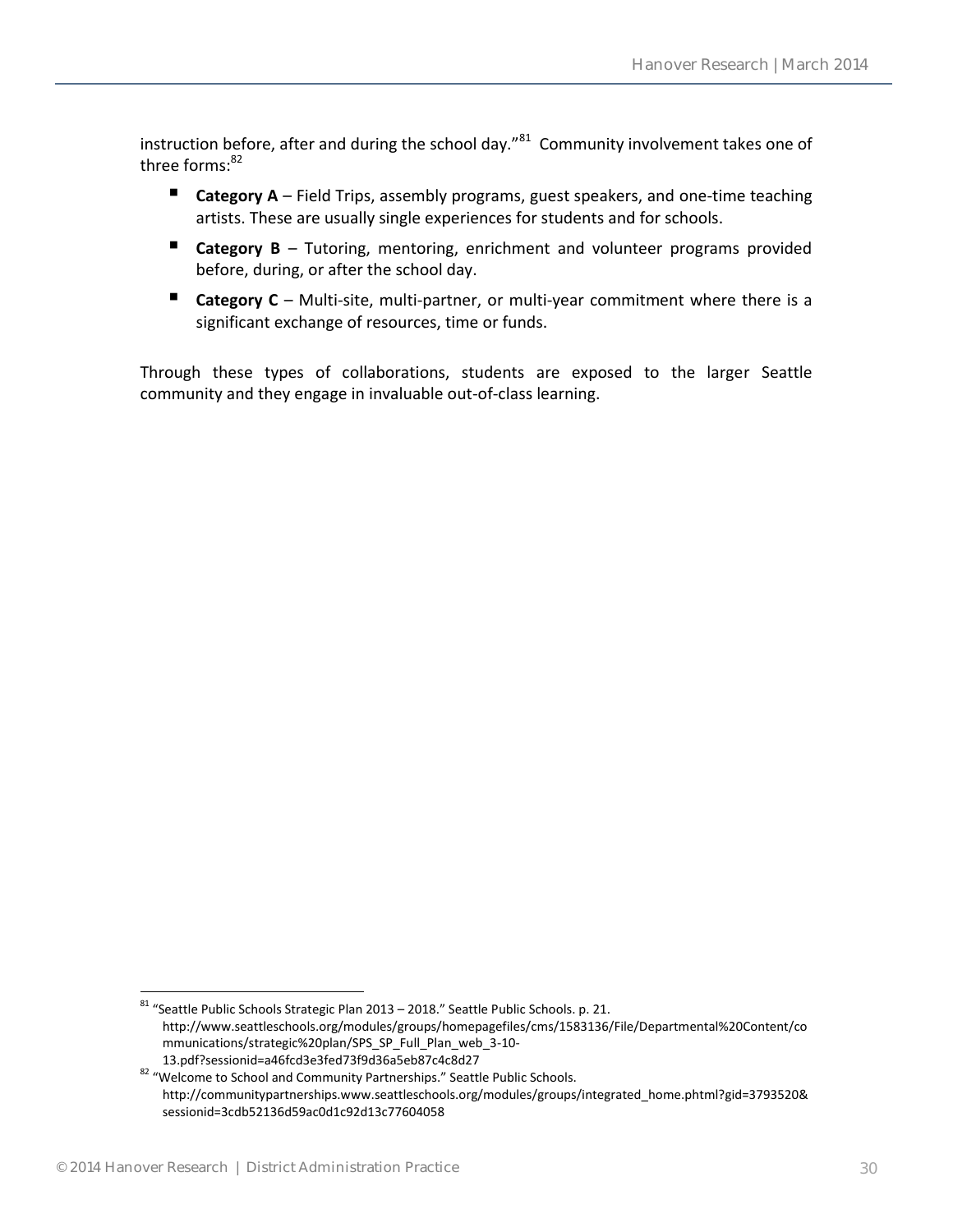instruction before, after and during the school day."[81] Community involvement takes one of three forms:[82]

- **Category A** – Field Trips, assembly programs, guest speakers, and one-time teaching artists. These are usually single experiences for students and for schools.
- **Category B** – Tutoring, mentoring, enrichment and volunteer programs provided before, during, or after the school day.
- **Category C** – Multi-site, multi-partner, or multi-year commitment where there is a significant exchange of resources, time or funds.

Through these types of collaborations, students are exposed to the larger Seattle community and they engage in invaluable out-of-class learning.

---

[81] "Seattle Public Schools Strategic Plan 2013 – 2018." Seattle Public Schools. p. 21. http://www.seattleschools.org/modules/groups/homepagefiles/cms/1583136/File/Departmental%20Content/communications/strategic%20plan/SPS_SP_Full_Plan_web_3-10-13.pdf?sessionid=a46fcd3e3fed73f9d36a5eb87c4c8d27

[82] "Welcome to School and Community Partnerships." Seattle Public Schools. http://communitypartnerships.www.seattleschools.org/modules/groups/integrated_home.phtml?gid=3793520&sessionid=3cdb52136d59ac0d1c92d13c77604058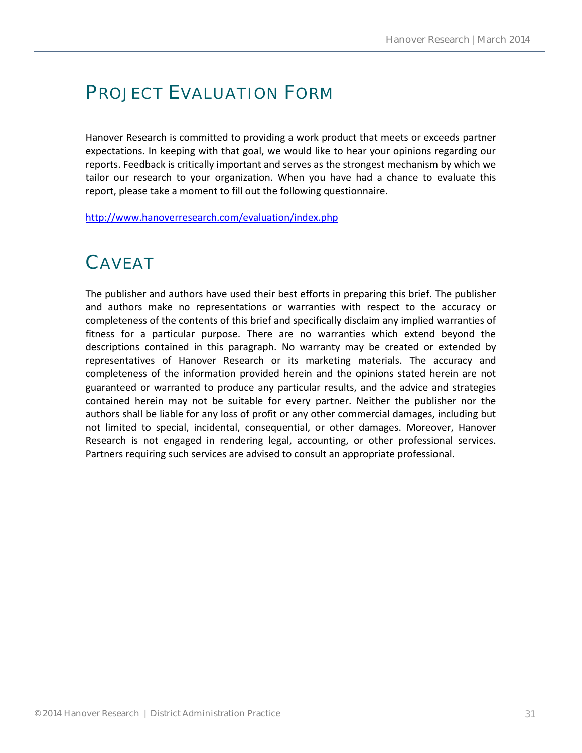# PROJECT EVALUATION FORM

Hanover Research is committed to providing a work product that meets or exceeds partner expectations. In keeping with that goal, we would like to hear your opinions regarding our reports. Feedback is critically important and serves as the strongest mechanism by which we tailor our research to your organization. When you have had a chance to evaluate this report, please take a moment to fill out the following questionnaire.

http://www.hanoverresearch.com/evaluation/index.php

# CAVEAT

The publisher and authors have used their best efforts in preparing this brief. The publisher and authors make no representations or warranties with respect to the accuracy or completeness of the contents of this brief and specifically disclaim any implied warranties of fitness for a particular purpose. There are no warranties which extend beyond the descriptions contained in this paragraph. No warranty may be created or extended by representatives of Hanover Research or its marketing materials. The accuracy and completeness of the information provided herein and the opinions stated herein are not guaranteed or warranted to produce any particular results, and the advice and strategies contained herein may not be suitable for every partner. Neither the publisher nor the authors shall be liable for any loss of profit or any other commercial damages, including but not limited to special, incidental, consequential, or other damages. Moreover, Hanover Research is not engaged in rendering legal, accounting, or other professional services. Partners requiring such services are advised to consult an appropriate professional.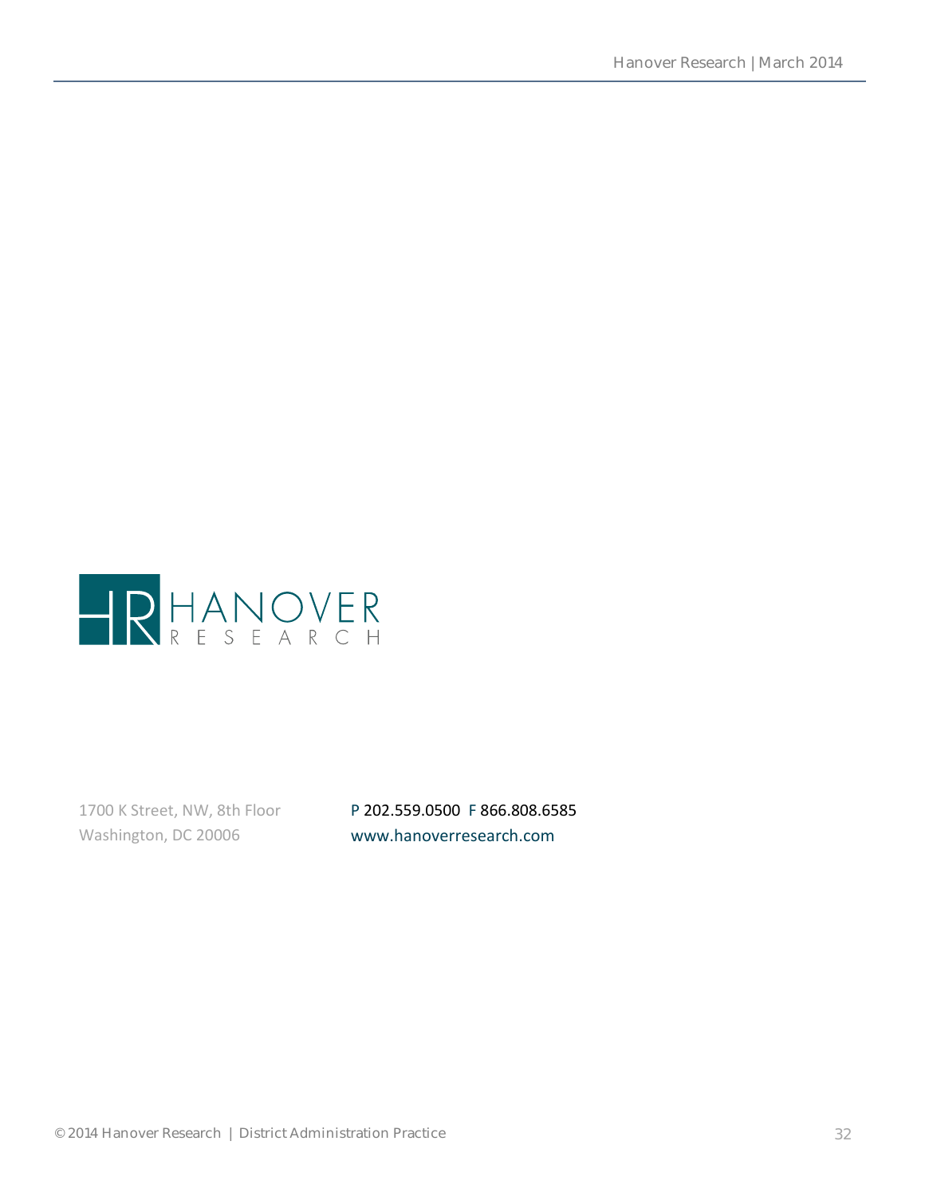HANOVER
R E S E A R C H

1700 K Street, NW, 8th Floor
Washington, DC 20006

P 202.559.0500 F 866.808.6585
www.hanoverresearch.com